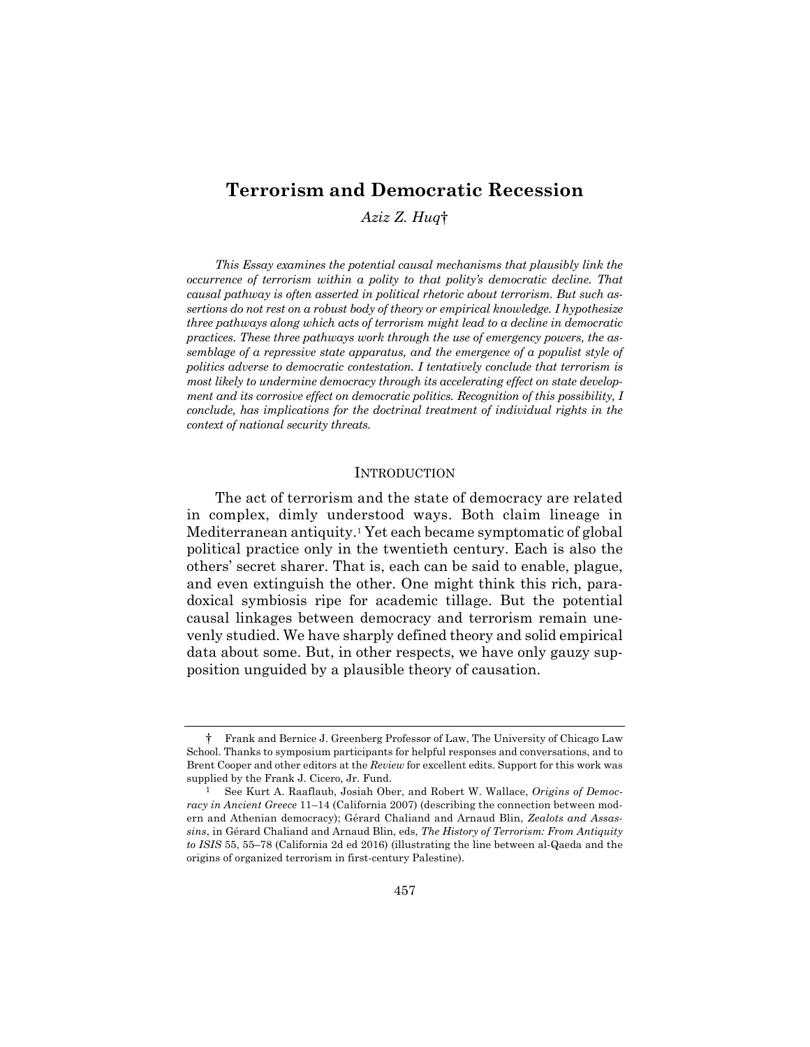# Terrorism and Democratic Recession

*Aziz Z. Huq*†

*This Essay examines the potential causal mechanisms that plausibly link the occurrence of terrorism within a polity to that polity's democratic decline. That causal pathway is often asserted in political rhetoric about terrorism. But such assertions do not rest on a robust body of theory or empirical knowledge. I hypothesize three pathways along which acts of terrorism might lead to a decline in democratic practices. These three pathways work through the use of emergency powers, the assemblage of a repressive state apparatus, and the emergence of a populist style of politics adverse to democratic contestation. I tentatively conclude that terrorism is most likely to undermine democracy through its accelerating effect on state development and its corrosive effect on democratic politics. Recognition of this possibility, I conclude, has implications for the doctrinal treatment of individual rights in the context of national security threats.*

## INTRODUCTION

The act of terrorism and the state of democracy are related in complex, dimly understood ways. Both claim lineage in Mediterranean antiquity.[1] Yet each became symptomatic of global political practice only in the twentieth century. Each is also the others' secret sharer. That is, each can be said to enable, plague, and even extinguish the other. One might think this rich, paradoxical symbiosis ripe for academic tillage. But the potential causal linkages between democracy and terrorism remain unevenly studied. We have sharply defined theory and solid empirical data about some. But, in other respects, we have only gauzy supposition unguided by a plausible theory of causation.

---

† Frank and Bernice J. Greenberg Professor of Law, The University of Chicago Law School. Thanks to symposium participants for helpful responses and conversations, and to Brent Cooper and other editors at the *Review* for excellent edits. Support for this work was supplied by the Frank J. Cicero, Jr. Fund.

[1] See Kurt A. Raaflaub, Josiah Ober, and Robert W. Wallace, *Origins of Democracy in Ancient Greece* 11–14 (California 2007) (describing the connection between modern and Athenian democracy); Gérard Chaliand and Arnaud Blin, *Zealots and Assassins*, in Gérard Chaliand and Arnaud Blin, eds, *The History of Terrorism: From Antiquity to ISIS* 55, 55–78 (California 2d ed 2016) (illustrating the line between al-Qaeda and the origins of organized terrorism in first-century Palestine).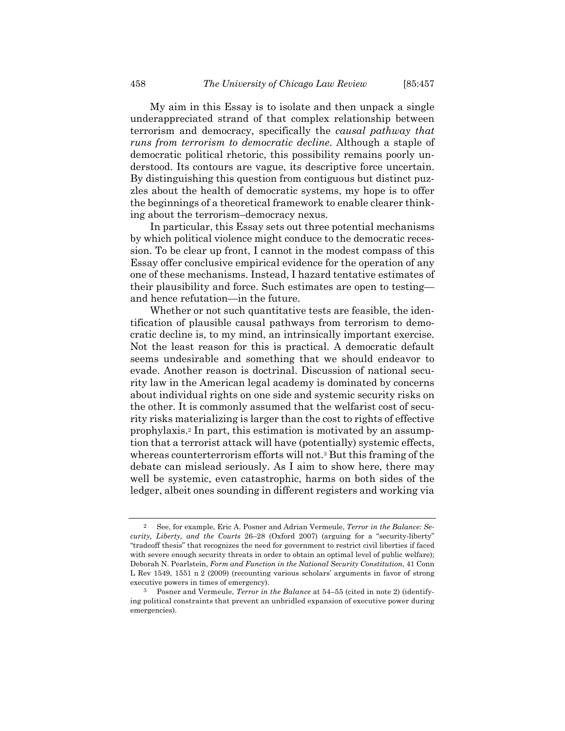My aim in this Essay is to isolate and then unpack a single underappreciated strand of that complex relationship between terrorism and democracy, specifically the *causal pathway that runs from terrorism to democratic decline*. Although a staple of democratic political rhetoric, this possibility remains poorly understood. Its contours are vague, its descriptive force uncertain. By distinguishing this question from contiguous but distinct puzzles about the health of democratic systems, my hope is to offer the beginnings of a theoretical framework to enable clearer thinking about the terrorism–democracy nexus.

In particular, this Essay sets out three potential mechanisms by which political violence might conduce to the democratic recession. To be clear up front, I cannot in the modest compass of this Essay offer conclusive empirical evidence for the operation of any one of these mechanisms. Instead, I hazard tentative estimates of their plausibility and force. Such estimates are open to testing—and hence refutation—in the future.

Whether or not such quantitative tests are feasible, the identification of plausible causal pathways from terrorism to democratic decline is, to my mind, an intrinsically important exercise. Not the least reason for this is practical. A democratic default seems undesirable and something that we should endeavor to evade. Another reason is doctrinal. Discussion of national security law in the American legal academy is dominated by concerns about individual rights on one side and systemic security risks on the other. It is commonly assumed that the welfarist cost of security risks materializing is larger than the cost to rights of effective prophylaxis.[2] In part, this estimation is motivated by an assumption that a terrorist attack will have (potentially) systemic effects, whereas counterterrorism efforts will not.[3] But this framing of the debate can mislead seriously. As I aim to show here, there may well be systemic, even catastrophic, harms on both sides of the ledger, albeit ones sounding in different registers and working via

---

[2] See, for example, Eric A. Posner and Adrian Vermeule, *Terror in the Balance: Security, Liberty, and the Courts* 26–28 (Oxford 2007) (arguing for a "security-liberty" "tradeoff thesis" that recognizes the need for government to restrict civil liberties if faced with severe enough security threats in order to obtain an optimal level of public welfare); Deborah N. Pearlstein, *Form and Function in the National Security Constitution*, 41 Conn L Rev 1549, 1551 n 2 (2009) (recounting various scholars' arguments in favor of strong executive powers in times of emergency).

[3] Posner and Vermeule, *Terror in the Balance* at 54–55 (cited in note 2) (identifying political constraints that prevent an unbridled expansion of executive power during emergencies).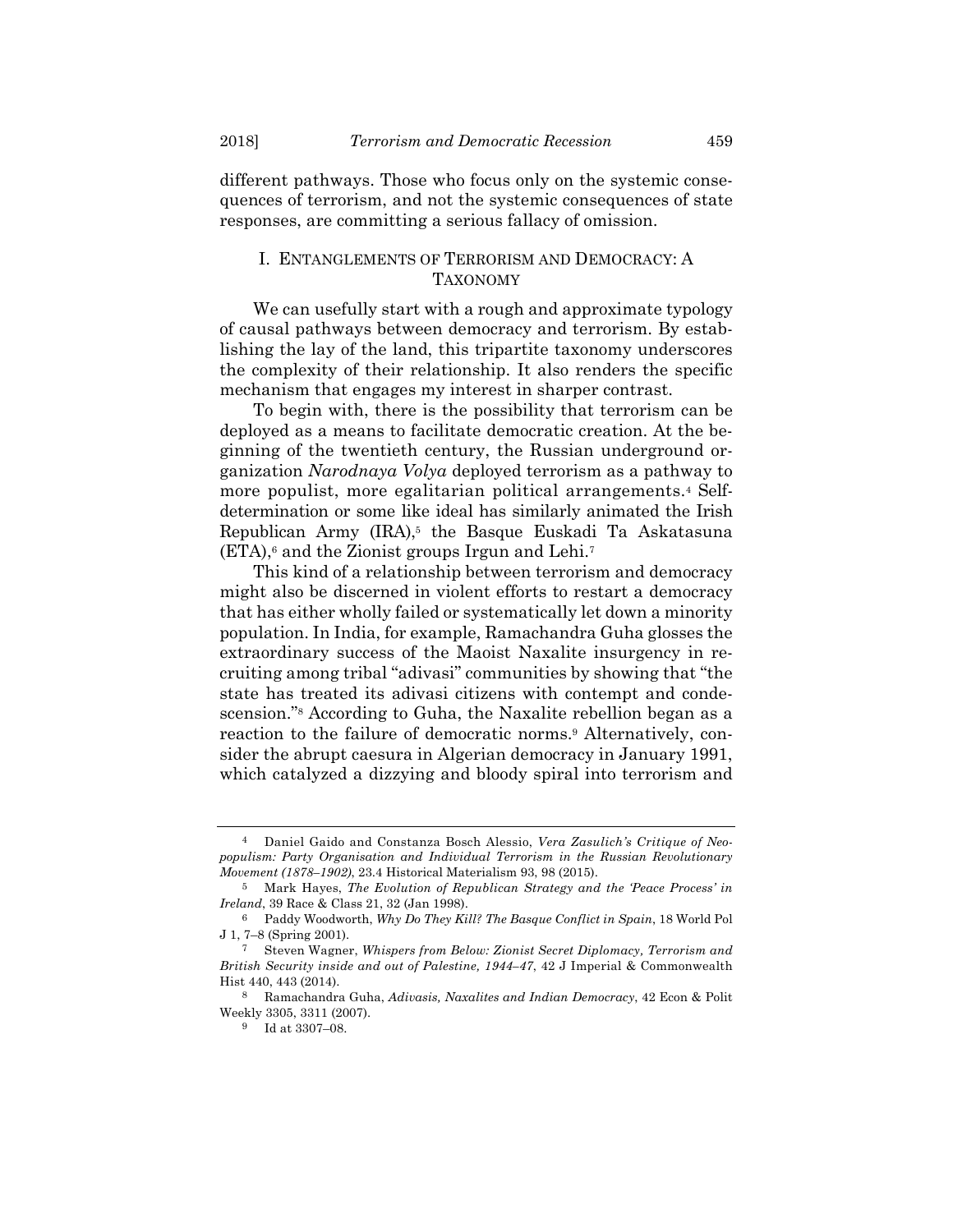different pathways. Those who focus only on the systemic consequences of terrorism, and not the systemic consequences of state responses, are committing a serious fallacy of omission.

## I. ENTANGLEMENTS OF TERRORISM AND DEMOCRACY: A TAXONOMY

We can usefully start with a rough and approximate typology of causal pathways between democracy and terrorism. By establishing the lay of the land, this tripartite taxonomy underscores the complexity of their relationship. It also renders the specific mechanism that engages my interest in sharper contrast.

To begin with, there is the possibility that terrorism can be deployed as a means to facilitate democratic creation. At the beginning of the twentieth century, the Russian underground organization *Narodnaya Volya* deployed terrorism as a pathway to more populist, more egalitarian political arrangements.[4] Self-determination or some like ideal has similarly animated the Irish Republican Army (IRA),[5] the Basque Euskadi Ta Askatasuna (ETA),[6] and the Zionist groups Irgun and Lehi.[7]

This kind of a relationship between terrorism and democracy might also be discerned in violent efforts to restart a democracy that has either wholly failed or systematically let down a minority population. In India, for example, Ramachandra Guha glosses the extraordinary success of the Maoist Naxalite insurgency in recruiting among tribal "adivasi" communities by showing that "the state has treated its adivasi citizens with contempt and condescension."[8] According to Guha, the Naxalite rebellion began as a reaction to the failure of democratic norms.[9] Alternatively, consider the abrupt caesura in Algerian democracy in January 1991, which catalyzed a dizzying and bloody spiral into terrorism and

---

[4] Daniel Gaido and Constanza Bosch Alessio, *Vera Zasulich's Critique of Neopopulism: Party Organisation and Individual Terrorism in the Russian Revolutionary Movement (1878–1902)*, 23.4 Historical Materialism 93, 98 (2015).

[5] Mark Hayes, *The Evolution of Republican Strategy and the 'Peace Process' in Ireland*, 39 Race & Class 21, 32 (Jan 1998).

[6] Paddy Woodworth, *Why Do They Kill? The Basque Conflict in Spain*, 18 World Pol J 1, 7–8 (Spring 2001).

[7] Steven Wagner, *Whispers from Below: Zionist Secret Diplomacy, Terrorism and British Security inside and out of Palestine, 1944–47*, 42 J Imperial & Commonwealth Hist 440, 443 (2014).

[8] Ramachandra Guha, *Adivasis, Naxalites and Indian Democracy*, 42 Econ & Polit Weekly 3305, 3311 (2007).

[9] Id at 3307–08.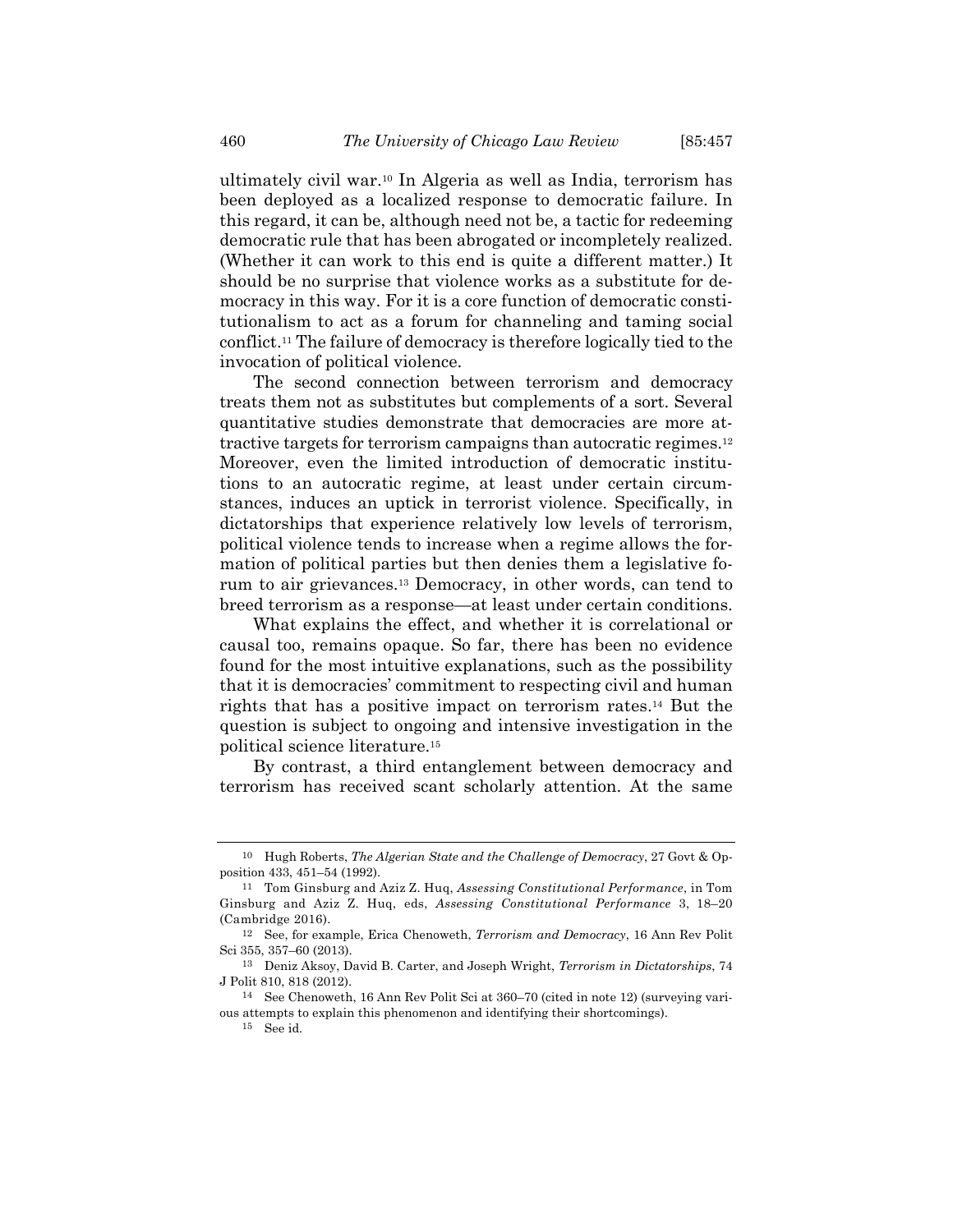ultimately civil war.[10] In Algeria as well as India, terrorism has been deployed as a localized response to democratic failure. In this regard, it can be, although need not be, a tactic for redeeming democratic rule that has been abrogated or incompletely realized. (Whether it can work to this end is quite a different matter.) It should be no surprise that violence works as a substitute for democracy in this way. For it is a core function of democratic constitutionalism to act as a forum for channeling and taming social conflict.[11] The failure of democracy is therefore logically tied to the invocation of political violence.

The second connection between terrorism and democracy treats them not as substitutes but complements of a sort. Several quantitative studies demonstrate that democracies are more attractive targets for terrorism campaigns than autocratic regimes.[12] Moreover, even the limited introduction of democratic institutions to an autocratic regime, at least under certain circumstances, induces an uptick in terrorist violence. Specifically, in dictatorships that experience relatively low levels of terrorism, political violence tends to increase when a regime allows the formation of political parties but then denies them a legislative forum to air grievances.[13] Democracy, in other words, can tend to breed terrorism as a response—at least under certain conditions.

What explains the effect, and whether it is correlational or causal too, remains opaque. So far, there has been no evidence found for the most intuitive explanations, such as the possibility that it is democracies' commitment to respecting civil and human rights that has a positive impact on terrorism rates.[14] But the question is subject to ongoing and intensive investigation in the political science literature.[15]

By contrast, a third entanglement between democracy and terrorism has received scant scholarly attention. At the same

---

[10] Hugh Roberts, *The Algerian State and the Challenge of Democracy*, 27 Govt & Opposition 433, 451–54 (1992).

[11] Tom Ginsburg and Aziz Z. Huq, *Assessing Constitutional Performance*, in Tom Ginsburg and Aziz Z. Huq, eds, *Assessing Constitutional Performance* 3, 18–20 (Cambridge 2016).

[12] See, for example, Erica Chenoweth, *Terrorism and Democracy*, 16 Ann Rev Polit Sci 355, 357–60 (2013).

[13] Deniz Aksoy, David B. Carter, and Joseph Wright, *Terrorism in Dictatorships*, 74 J Polit 810, 818 (2012).

[14] See Chenoweth, 16 Ann Rev Polit Sci at 360–70 (cited in note 12) (surveying various attempts to explain this phenomenon and identifying their shortcomings).

[15] See id.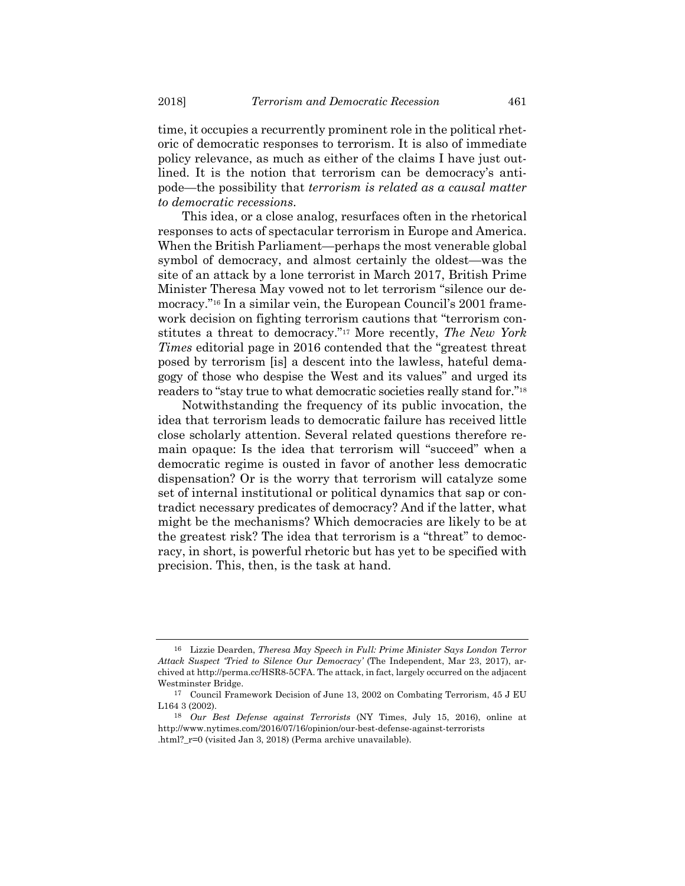time, it occupies a recurrently prominent role in the political rhetoric of democratic responses to terrorism. It is also of immediate policy relevance, as much as either of the claims I have just outlined. It is the notion that terrorism can be democracy's antipode—the possibility that *terrorism is related as a causal matter to democratic recessions*.

This idea, or a close analog, resurfaces often in the rhetorical responses to acts of spectacular terrorism in Europe and America. When the British Parliament—perhaps the most venerable global symbol of democracy, and almost certainly the oldest—was the site of an attack by a lone terrorist in March 2017, British Prime Minister Theresa May vowed not to let terrorism "silence our democracy."[16] In a similar vein, the European Council's 2001 framework decision on fighting terrorism cautions that "terrorism constitutes a threat to democracy."[17] More recently, *The New York Times* editorial page in 2016 contended that the "greatest threat posed by terrorism [is] a descent into the lawless, hateful demagogy of those who despise the West and its values" and urged its readers to "stay true to what democratic societies really stand for."[18]

Notwithstanding the frequency of its public invocation, the idea that terrorism leads to democratic failure has received little close scholarly attention. Several related questions therefore remain opaque: Is the idea that terrorism will "succeed" when a democratic regime is ousted in favor of another less democratic dispensation? Or is the worry that terrorism will catalyze some set of internal institutional or political dynamics that sap or contradict necessary predicates of democracy? And if the latter, what might be the mechanisms? Which democracies are likely to be at the greatest risk? The idea that terrorism is a "threat" to democracy, in short, is powerful rhetoric but has yet to be specified with precision. This, then, is the task at hand.

---

[16] Lizzie Dearden, *Theresa May Speech in Full: Prime Minister Says London Terror Attack Suspect 'Tried to Silence Our Democracy'* (The Independent, Mar 23, 2017), archived at http://perma.cc/HSR8-5CFA. The attack, in fact, largely occurred on the adjacent Westminster Bridge.

[17] Council Framework Decision of June 13, 2002 on Combating Terrorism, 45 J EU L164 3 (2002).

[18] *Our Best Defense against Terrorists* (NY Times, July 15, 2016), online at http://www.nytimes.com/2016/07/16/opinion/our-best-defense-against-terrorists.html?_r=0 (visited Jan 3, 2018) (Perma archive unavailable).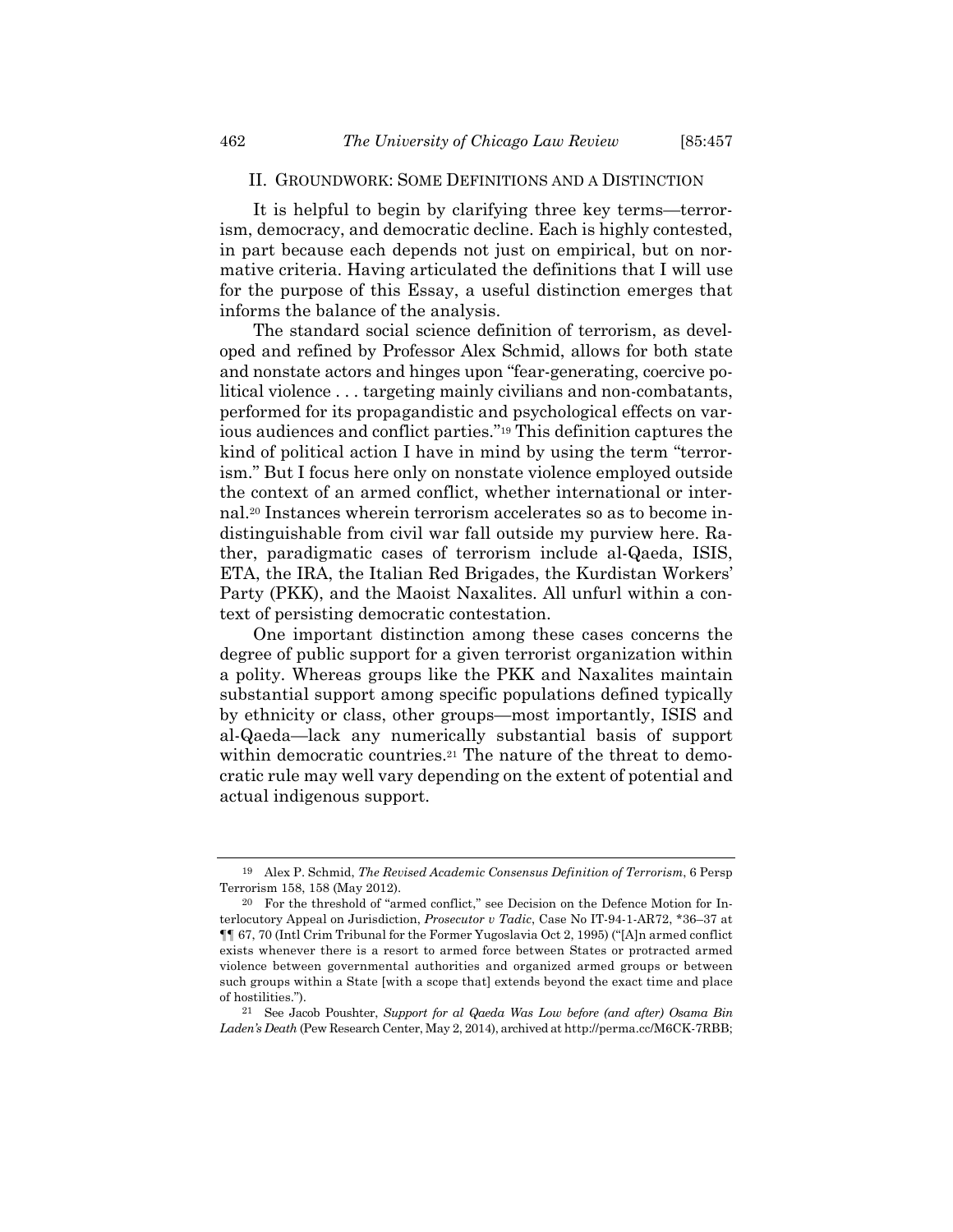## II. GROUNDWORK: SOME DEFINITIONS AND A DISTINCTION

It is helpful to begin by clarifying three key terms—terrorism, democracy, and democratic decline. Each is highly contested, in part because each depends not just on empirical, but on normative criteria. Having articulated the definitions that I will use for the purpose of this Essay, a useful distinction emerges that informs the balance of the analysis.

The standard social science definition of terrorism, as developed and refined by Professor Alex Schmid, allows for both state and nonstate actors and hinges upon "fear-generating, coercive political violence . . . targeting mainly civilians and non-combatants, performed for its propagandistic and psychological effects on various audiences and conflict parties."[19] This definition captures the kind of political action I have in mind by using the term "terrorism." But I focus here only on nonstate violence employed outside the context of an armed conflict, whether international or internal.[20] Instances wherein terrorism accelerates so as to become indistinguishable from civil war fall outside my purview here. Rather, paradigmatic cases of terrorism include al-Qaeda, ISIS, ETA, the IRA, the Italian Red Brigades, the Kurdistan Workers' Party (PKK), and the Maoist Naxalites. All unfurl within a context of persisting democratic contestation.

One important distinction among these cases concerns the degree of public support for a given terrorist organization within a polity. Whereas groups like the PKK and Naxalites maintain substantial support among specific populations defined typically by ethnicity or class, other groups—most importantly, ISIS and al-Qaeda—lack any numerically substantial basis of support within democratic countries.[21] The nature of the threat to democratic rule may well vary depending on the extent of potential and actual indigenous support.

---

[19] Alex P. Schmid, *The Revised Academic Consensus Definition of Terrorism*, 6 Persp Terrorism 158, 158 (May 2012).

[20] For the threshold of "armed conflict," see Decision on the Defence Motion for Interlocutory Appeal on Jurisdiction, *Prosecutor v Tadic*, Case No IT-94-1-AR72, *36–37 at ¶¶ 67, 70 (Intl Crim Tribunal for the Former Yugoslavia Oct 2, 1995) ("[A]n armed conflict exists whenever there is a resort to armed force between States or protracted armed violence between governmental authorities and organized armed groups or between such groups within a State [with a scope that] extends beyond the exact time and place of hostilities.").

[21] See Jacob Poushter, *Support for al Qaeda Was Low before (and after) Osama Bin Laden's Death* (Pew Research Center, May 2, 2014), archived at http://perma.cc/M6CK-7RBB;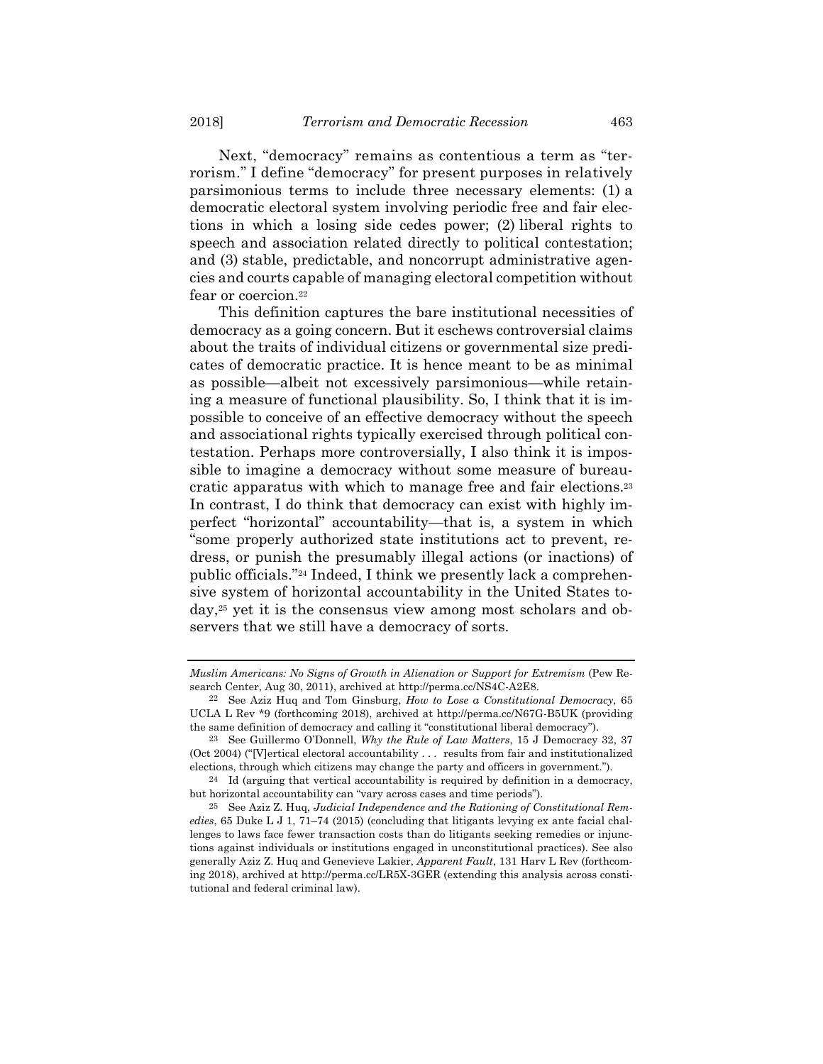Next, "democracy" remains as contentious a term as "terrorism." I define "democracy" for present purposes in relatively parsimonious terms to include three necessary elements: (1) a democratic electoral system involving periodic free and fair elections in which a losing side cedes power; (2) liberal rights to speech and association related directly to political contestation; and (3) stable, predictable, and noncorrupt administrative agencies and courts capable of managing electoral competition without fear or coercion.[22]

This definition captures the bare institutional necessities of democracy as a going concern. But it eschews controversial claims about the traits of individual citizens or governmental size predicates of democratic practice. It is hence meant to be as minimal as possible—albeit not excessively parsimonious—while retaining a measure of functional plausibility. So, I think that it is impossible to conceive of an effective democracy without the speech and associational rights typically exercised through political contestation. Perhaps more controversially, I also think it is impossible to imagine a democracy without some measure of bureaucratic apparatus with which to manage free and fair elections.[23] In contrast, I do think that democracy can exist with highly imperfect "horizontal" accountability—that is, a system in which "some properly authorized state institutions act to prevent, redress, or punish the presumably illegal actions (or inactions) of public officials."[24] Indeed, I think we presently lack a comprehensive system of horizontal accountability in the United States today,[25] yet it is the consensus view among most scholars and observers that we still have a democracy of sorts.

---

*Muslim Americans: No Signs of Growth in Alienation or Support for Extremism* (Pew Research Center, Aug 30, 2011), archived at http://perma.cc/NS4C-A2E8.

22 See Aziz Huq and Tom Ginsburg, *How to Lose a Constitutional Democracy*, 65 UCLA L Rev *9 (forthcoming 2018), archived at http://perma.cc/N67G-B5UK (providing the same definition of democracy and calling it "constitutional liberal democracy").

23 See Guillermo O'Donnell, *Why the Rule of Law Matters*, 15 J Democracy 32, 37 (Oct 2004) ("[V]ertical electoral accountability . . . results from fair and institutionalized elections, through which citizens may change the party and officers in government.").

24 Id (arguing that vertical accountability is required by definition in a democracy, but horizontal accountability can "vary across cases and time periods").

25 See Aziz Z. Huq, *Judicial Independence and the Rationing of Constitutional Remedies*, 65 Duke L J 1, 71–74 (2015) (concluding that litigants levying ex ante facial challenges to laws face fewer transaction costs than do litigants seeking remedies or injunctions against individuals or institutions engaged in unconstitutional practices). See also generally Aziz Z. Huq and Genevieve Lakier, *Apparent Fault*, 131 Harv L Rev (forthcoming 2018), archived at http://perma.cc/LR5X-3GER (extending this analysis across constitutional and federal criminal law).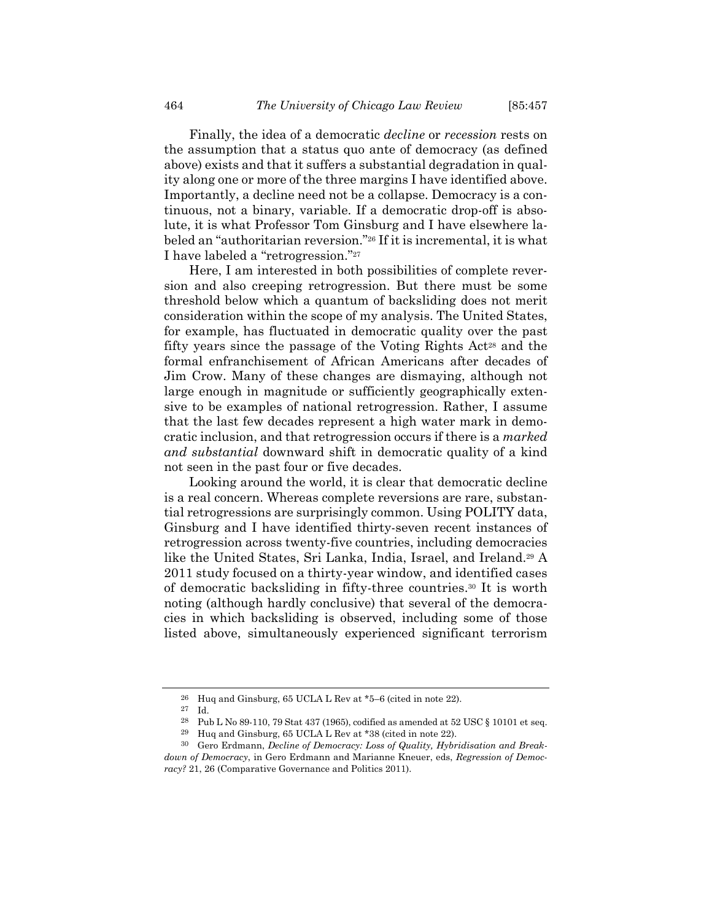Finally, the idea of a democratic *decline* or *recession* rests on the assumption that a status quo ante of democracy (as defined above) exists and that it suffers a substantial degradation in quality along one or more of the three margins I have identified above. Importantly, a decline need not be a collapse. Democracy is a continuous, not a binary, variable. If a democratic drop-off is absolute, it is what Professor Tom Ginsburg and I have elsewhere labeled an "authoritarian reversion."[26] If it is incremental, it is what I have labeled a "retrogression."[27]

Here, I am interested in both possibilities of complete reversion and also creeping retrogression. But there must be some threshold below which a quantum of backsliding does not merit consideration within the scope of my analysis. The United States, for example, has fluctuated in democratic quality over the past fifty years since the passage of the Voting Rights Act[28] and the formal enfranchisement of African Americans after decades of Jim Crow. Many of these changes are dismaying, although not large enough in magnitude or sufficiently geographically extensive to be examples of national retrogression. Rather, I assume that the last few decades represent a high water mark in democratic inclusion, and that retrogression occurs if there is a *marked and substantial* downward shift in democratic quality of a kind not seen in the past four or five decades.

Looking around the world, it is clear that democratic decline is a real concern. Whereas complete reversions are rare, substantial retrogressions are surprisingly common. Using POLITY data, Ginsburg and I have identified thirty-seven recent instances of retrogression across twenty-five countries, including democracies like the United States, Sri Lanka, India, Israel, and Ireland.[29] A 2011 study focused on a thirty-year window, and identified cases of democratic backsliding in fifty-three countries.[30] It is worth noting (although hardly conclusive) that several of the democracies in which backsliding is observed, including some of those listed above, simultaneously experienced significant terrorism

---

[26] Huq and Ginsburg, 65 UCLA L Rev at *5–6 (cited in note 22).

[27] Id.

[28] Pub L No 89-110, 79 Stat 437 (1965), codified as amended at 52 USC § 10101 et seq.

[29] Huq and Ginsburg, 65 UCLA L Rev at *38 (cited in note 22).

[30] Gero Erdmann, *Decline of Democracy: Loss of Quality, Hybridisation and Breakdown of Democracy*, in Gero Erdmann and Marianne Kneuer, eds, *Regression of Democracy?* 21, 26 (Comparative Governance and Politics 2011).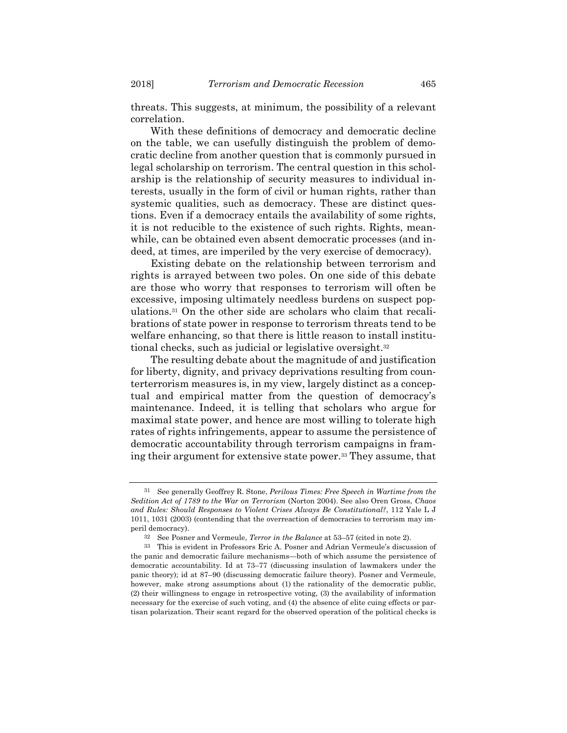threats. This suggests, at minimum, the possibility of a relevant correlation.

With these definitions of democracy and democratic decline on the table, we can usefully distinguish the problem of democratic decline from another question that is commonly pursued in legal scholarship on terrorism. The central question in this scholarship is the relationship of security measures to individual interests, usually in the form of civil or human rights, rather than systemic qualities, such as democracy. These are distinct questions. Even if a democracy entails the availability of some rights, it is not reducible to the existence of such rights. Rights, meanwhile, can be obtained even absent democratic processes (and indeed, at times, are imperiled by the very exercise of democracy).

Existing debate on the relationship between terrorism and rights is arrayed between two poles. On one side of this debate are those who worry that responses to terrorism will often be excessive, imposing ultimately needless burdens on suspect populations.[31] On the other side are scholars who claim that recalibrations of state power in response to terrorism threats tend to be welfare enhancing, so that there is little reason to install institutional checks, such as judicial or legislative oversight.[32]

The resulting debate about the magnitude of and justification for liberty, dignity, and privacy deprivations resulting from counterterrorism measures is, in my view, largely distinct as a conceptual and empirical matter from the question of democracy's maintenance. Indeed, it is telling that scholars who argue for maximal state power, and hence are most willing to tolerate high rates of rights infringements, appear to assume the persistence of democratic accountability through terrorism campaigns in framing their argument for extensive state power.[33] They assume, that

---

[31] See generally Geoffrey R. Stone, *Perilous Times: Free Speech in Wartime from the Sedition Act of 1789 to the War on Terrorism* (Norton 2004). See also Oren Gross, *Chaos and Rules: Should Responses to Violent Crises Always Be Constitutional?*, 112 Yale L J 1011, 1031 (2003) (contending that the overreaction of democracies to terrorism may imperil democracy).

[32] See Posner and Vermeule, *Terror in the Balance* at 53–57 (cited in note 2).

[33] This is evident in Professors Eric A. Posner and Adrian Vermeule's discussion of the panic and democratic failure mechanisms—both of which assume the persistence of democratic accountability. Id at 73–77 (discussing insulation of lawmakers under the panic theory); id at 87–90 (discussing democratic failure theory). Posner and Vermeule, however, make strong assumptions about (1) the rationality of the democratic public, (2) their willingness to engage in retrospective voting, (3) the availability of information necessary for the exercise of such voting, and (4) the absence of elite cuing effects or partisan polarization. Their scant regard for the observed operation of the political checks is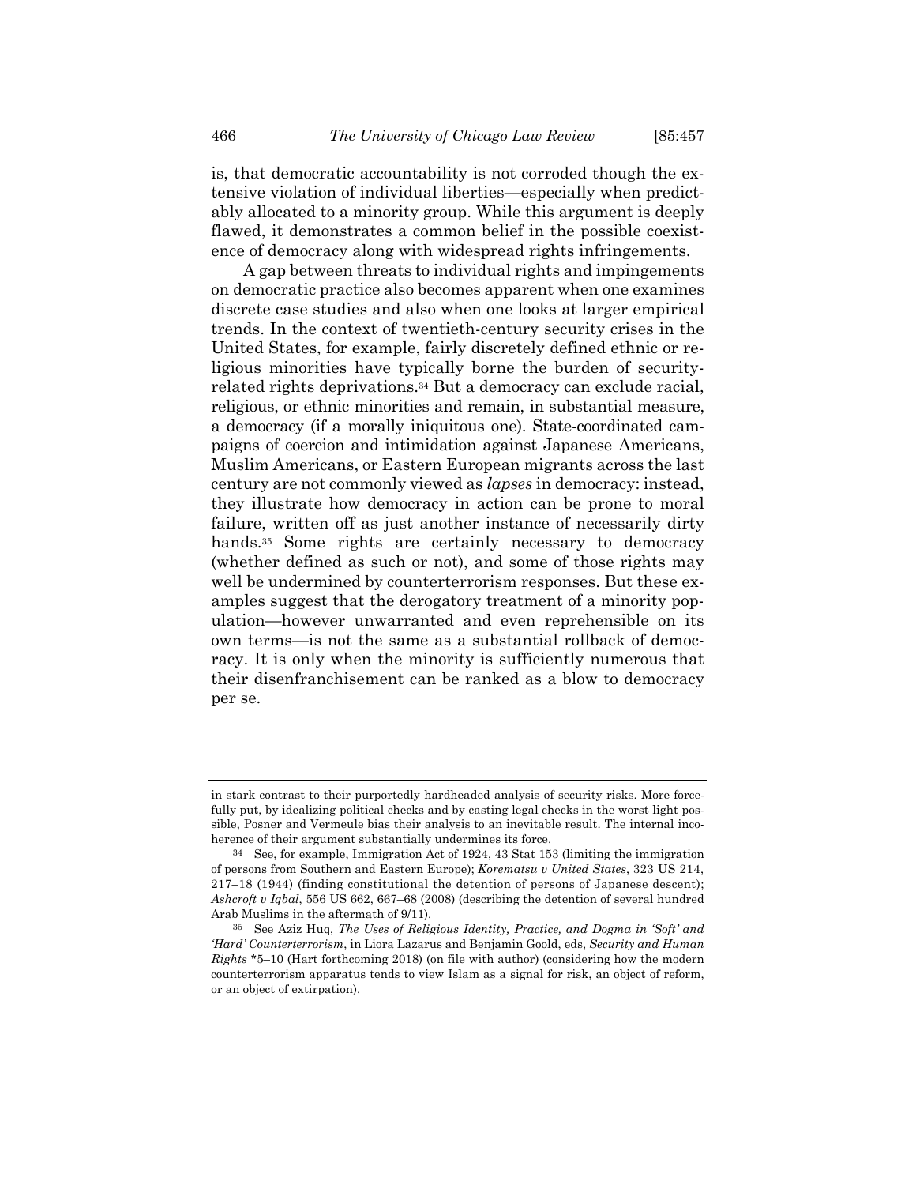is, that democratic accountability is not corroded though the extensive violation of individual liberties—especially when predictably allocated to a minority group. While this argument is deeply flawed, it demonstrates a common belief in the possible coexistence of democracy along with widespread rights infringements.

A gap between threats to individual rights and impingements on democratic practice also becomes apparent when one examines discrete case studies and also when one looks at larger empirical trends. In the context of twentieth-century security crises in the United States, for example, fairly discretely defined ethnic or religious minorities have typically borne the burden of security-related rights deprivations.[34] But a democracy can exclude racial, religious, or ethnic minorities and remain, in substantial measure, a democracy (if a morally iniquitous one). State-coordinated campaigns of coercion and intimidation against Japanese Americans, Muslim Americans, or Eastern European migrants across the last century are not commonly viewed as *lapses* in democracy: instead, they illustrate how democracy in action can be prone to moral failure, written off as just another instance of necessarily dirty hands.[35] Some rights are certainly necessary to democracy (whether defined as such or not), and some of those rights may well be undermined by counterterrorism responses. But these examples suggest that the derogatory treatment of a minority population—however unwarranted and even reprehensible on its own terms—is not the same as a substantial rollback of democracy. It is only when the minority is sufficiently numerous that their disenfranchisement can be ranked as a blow to democracy per se.

---

in stark contrast to their purportedly hardheaded analysis of security risks. More forcefully put, by idealizing political checks and by casting legal checks in the worst light possible, Posner and Vermeule bias their analysis to an inevitable result. The internal incoherence of their argument substantially undermines its force.

[34] See, for example, Immigration Act of 1924, 43 Stat 153 (limiting the immigration of persons from Southern and Eastern Europe); *Korematsu v United States*, 323 US 214, 217–18 (1944) (finding constitutional the detention of persons of Japanese descent); *Ashcroft v Iqbal*, 556 US 662, 667–68 (2008) (describing the detention of several hundred Arab Muslims in the aftermath of 9/11).

[35] See Aziz Huq, *The Uses of Religious Identity, Practice, and Dogma in 'Soft' and 'Hard' Counterterrorism*, in Liora Lazarus and Benjamin Goold, eds, *Security and Human Rights* *5–10 (Hart forthcoming 2018) (on file with author) (considering how the modern counterterrorism apparatus tends to view Islam as a signal for risk, an object of reform, or an object of extirpation).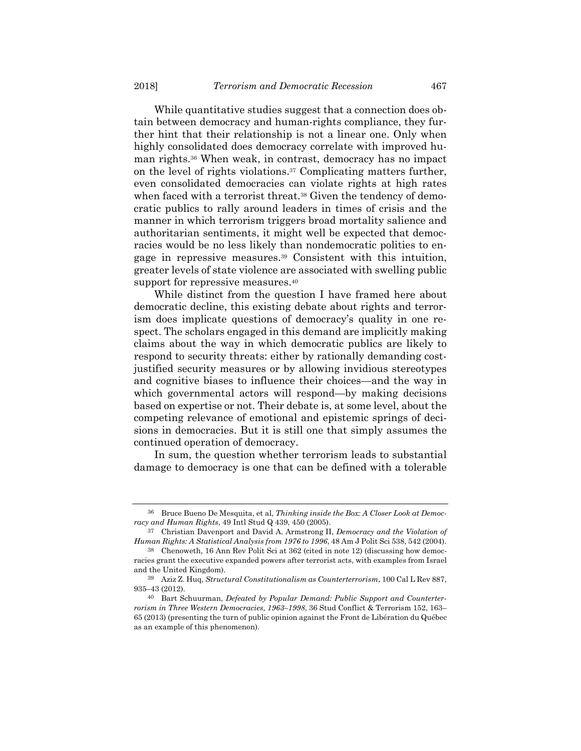While quantitative studies suggest that a connection does obtain between democracy and human-rights compliance, they further hint that their relationship is not a linear one. Only when highly consolidated does democracy correlate with improved human rights.[36] When weak, in contrast, democracy has no impact on the level of rights violations.[37] Complicating matters further, even consolidated democracies can violate rights at high rates when faced with a terrorist threat.[38] Given the tendency of democratic publics to rally around leaders in times of crisis and the manner in which terrorism triggers broad mortality salience and authoritarian sentiments, it might well be expected that democracies would be no less likely than nondemocratic polities to engage in repressive measures.[39] Consistent with this intuition, greater levels of state violence are associated with swelling public support for repressive measures.[40]

While distinct from the question I have framed here about democratic decline, this existing debate about rights and terrorism does implicate questions of democracy's quality in one respect. The scholars engaged in this demand are implicitly making claims about the way in which democratic publics are likely to respond to security threats: either by rationally demanding cost-justified security measures or by allowing invidious stereotypes and cognitive biases to influence their choices—and the way in which governmental actors will respond—by making decisions based on expertise or not. Their debate is, at some level, about the competing relevance of emotional and epistemic springs of decisions in democracies. But it is still one that simply assumes the continued operation of democracy.

In sum, the question whether terrorism leads to substantial damage to democracy is one that can be defined with a tolerable

---

[36] Bruce Bueno De Mesquita, et al, *Thinking inside the Box: A Closer Look at Democracy and Human Rights*, 49 Intl Stud Q 439, 450 (2005).

[37] Christian Davenport and David A. Armstrong II, *Democracy and the Violation of Human Rights: A Statistical Analysis from 1976 to 1996*, 48 Am J Polit Sci 538, 542 (2004).

[38] Chenoweth, 16 Ann Rev Polit Sci at 362 (cited in note 12) (discussing how democracies grant the executive expanded powers after terrorist acts, with examples from Israel and the United Kingdom).

[39] Aziz Z. Huq, *Structural Constitutionalism as Counterterrorism*, 100 Cal L Rev 887, 935–43 (2012).

[40] Bart Schuurman, *Defeated by Popular Demand: Public Support and Counterterrorism in Three Western Democracies, 1963–1998*, 36 Stud Conflict & Terrorism 152, 163–65 (2013) (presenting the turn of public opinion against the Front de Libération du Québec as an example of this phenomenon).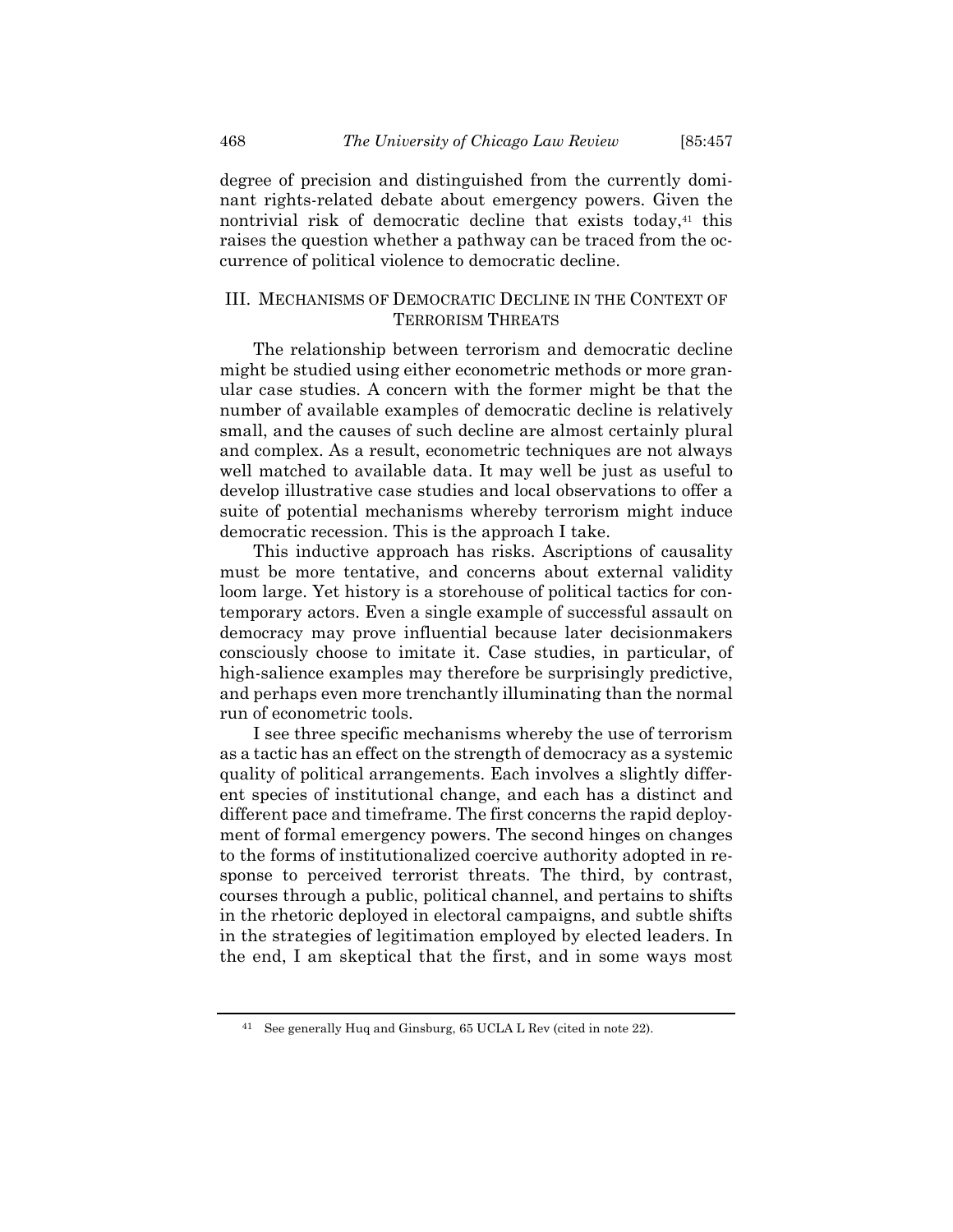degree of precision and distinguished from the currently dominant rights-related debate about emergency powers. Given the nontrivial risk of democratic decline that exists today,[41] this raises the question whether a pathway can be traced from the occurrence of political violence to democratic decline.

## III. MECHANISMS OF DEMOCRATIC DECLINE IN THE CONTEXT OF TERRORISM THREATS

The relationship between terrorism and democratic decline might be studied using either econometric methods or more granular case studies. A concern with the former might be that the number of available examples of democratic decline is relatively small, and the causes of such decline are almost certainly plural and complex. As a result, econometric techniques are not always well matched to available data. It may well be just as useful to develop illustrative case studies and local observations to offer a suite of potential mechanisms whereby terrorism might induce democratic recession. This is the approach I take.

This inductive approach has risks. Ascriptions of causality must be more tentative, and concerns about external validity loom large. Yet history is a storehouse of political tactics for contemporary actors. Even a single example of successful assault on democracy may prove influential because later decisionmakers consciously choose to imitate it. Case studies, in particular, of high-salience examples may therefore be surprisingly predictive, and perhaps even more trenchantly illuminating than the normal run of econometric tools.

I see three specific mechanisms whereby the use of terrorism as a tactic has an effect on the strength of democracy as a systemic quality of political arrangements. Each involves a slightly different species of institutional change, and each has a distinct and different pace and timeframe. The first concerns the rapid deployment of formal emergency powers. The second hinges on changes to the forms of institutionalized coercive authority adopted in response to perceived terrorist threats. The third, by contrast, courses through a public, political channel, and pertains to shifts in the rhetoric deployed in electoral campaigns, and subtle shifts in the strategies of legitimation employed by elected leaders. In the end, I am skeptical that the first, and in some ways most

[41] See generally Huq and Ginsburg, 65 UCLA L Rev (cited in note 22).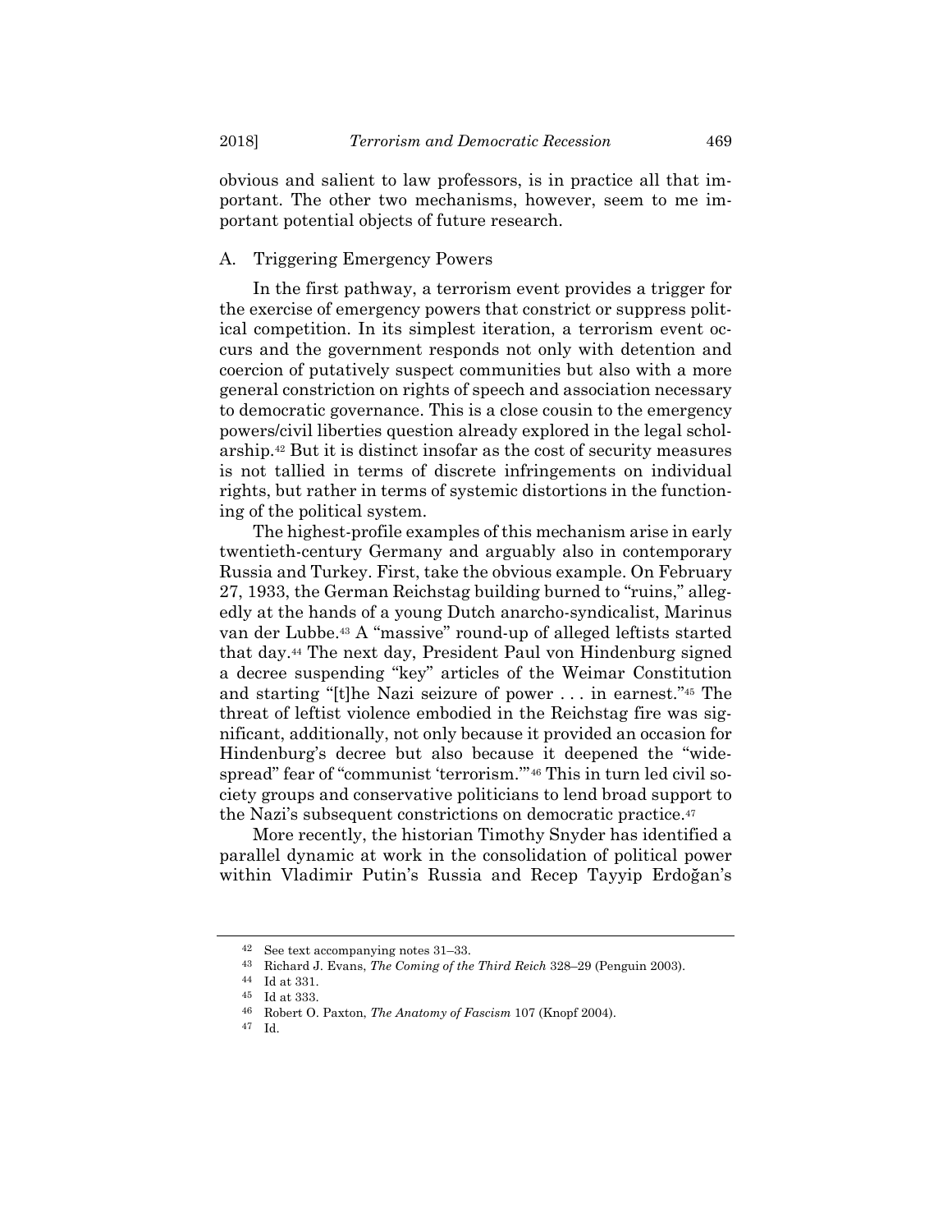obvious and salient to law professors, is in practice all that important. The other two mechanisms, however, seem to me important potential objects of future research.

### A. Triggering Emergency Powers

In the first pathway, a terrorism event provides a trigger for the exercise of emergency powers that constrict or suppress political competition. In its simplest iteration, a terrorism event occurs and the government responds not only with detention and coercion of putatively suspect communities but also with a more general constriction on rights of speech and association necessary to democratic governance. This is a close cousin to the emergency powers/civil liberties question already explored in the legal scholarship.[42] But it is distinct insofar as the cost of security measures is not tallied in terms of discrete infringements on individual rights, but rather in terms of systemic distortions in the functioning of the political system.

The highest-profile examples of this mechanism arise in early twentieth-century Germany and arguably also in contemporary Russia and Turkey. First, take the obvious example. On February 27, 1933, the German Reichstag building burned to "ruins," allegedly at the hands of a young Dutch anarcho-syndicalist, Marinus van der Lubbe.[43] A "massive" round-up of alleged leftists started that day.[44] The next day, President Paul von Hindenburg signed a decree suspending "key" articles of the Weimar Constitution and starting "[t]he Nazi seizure of power . . . in earnest."[45] The threat of leftist violence embodied in the Reichstag fire was significant, additionally, not only because it provided an occasion for Hindenburg's decree but also because it deepened the "widespread" fear of "communist 'terrorism.'"[46] This in turn led civil society groups and conservative politicians to lend broad support to the Nazi's subsequent constrictions on democratic practice.[47]

More recently, the historian Timothy Snyder has identified a parallel dynamic at work in the consolidation of political power within Vladimir Putin's Russia and Recep Tayyip Erdoğan's

---

[42] See text accompanying notes 31–33.

[43] Richard J. Evans, *The Coming of the Third Reich* 328–29 (Penguin 2003).

[44] Id at 331.

[45] Id at 333.

[46] Robert O. Paxton, *The Anatomy of Fascism* 107 (Knopf 2004).

[47] Id.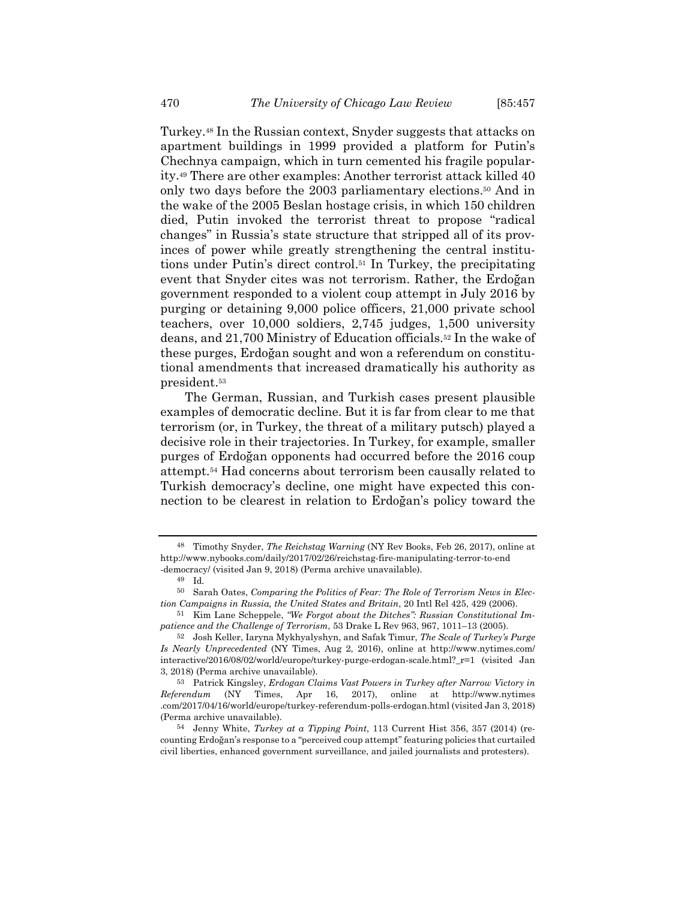Turkey.[48] In the Russian context, Snyder suggests that attacks on apartment buildings in 1999 provided a platform for Putin's Chechnya campaign, which in turn cemented his fragile popularity.[49] There are other examples: Another terrorist attack killed 40 only two days before the 2003 parliamentary elections.[50] And in the wake of the 2005 Beslan hostage crisis, in which 150 children died, Putin invoked the terrorist threat to propose "radical changes" in Russia's state structure that stripped all of its provinces of power while greatly strengthening the central institutions under Putin's direct control.[51] In Turkey, the precipitating event that Snyder cites was not terrorism. Rather, the Erdoğan government responded to a violent coup attempt in July 2016 by purging or detaining 9,000 police officers, 21,000 private school teachers, over 10,000 soldiers, 2,745 judges, 1,500 university deans, and 21,700 Ministry of Education officials.[52] In the wake of these purges, Erdoğan sought and won a referendum on constitutional amendments that increased dramatically his authority as president.[53]

The German, Russian, and Turkish cases present plausible examples of democratic decline. But it is far from clear to me that terrorism (or, in Turkey, the threat of a military putsch) played a decisive role in their trajectories. In Turkey, for example, smaller purges of Erdoğan opponents had occurred before the 2016 coup attempt.[54] Had concerns about terrorism been causally related to Turkish democracy's decline, one might have expected this connection to be clearest in relation to Erdoğan's policy toward the

---

[48] Timothy Snyder, *The Reichstag Warning* (NY Rev Books, Feb 26, 2017), online at http://www.nybooks.com/daily/2017/02/26/reichstag-fire-manipulating-terror-to-end-democracy/ (visited Jan 9, 2018) (Perma archive unavailable).

[49] Id.

[50] Sarah Oates, *Comparing the Politics of Fear: The Role of Terrorism News in Election Campaigns in Russia, the United States and Britain*, 20 Intl Rel 425, 429 (2006).

[51] Kim Lane Scheppele, *"We Forgot about the Ditches": Russian Constitutional Impatience and the Challenge of Terrorism*, 53 Drake L Rev 963, 967, 1011–13 (2005).

[52] Josh Keller, Iaryna Mykhyalyshyn, and Safak Timur, *The Scale of Turkey's Purge Is Nearly Unprecedented* (NY Times, Aug 2, 2016), online at http://www.nytimes.com/interactive/2016/08/02/world/europe/turkey-purge-erdogan-scale.html?_r=1 (visited Jan 3, 2018) (Perma archive unavailable).

[53] Patrick Kingsley, *Erdogan Claims Vast Powers in Turkey after Narrow Victory in Referendum* (NY Times, Apr 16, 2017), online at http://www.nytimes.com/2017/04/16/world/europe/turkey-referendum-polls-erdogan.html (visited Jan 3, 2018) (Perma archive unavailable).

[54] Jenny White, *Turkey at a Tipping Point*, 113 Current Hist 356, 357 (2014) (recounting Erdoğan's response to a "perceived coup attempt" featuring policies that curtailed civil liberties, enhanced government surveillance, and jailed journalists and protesters).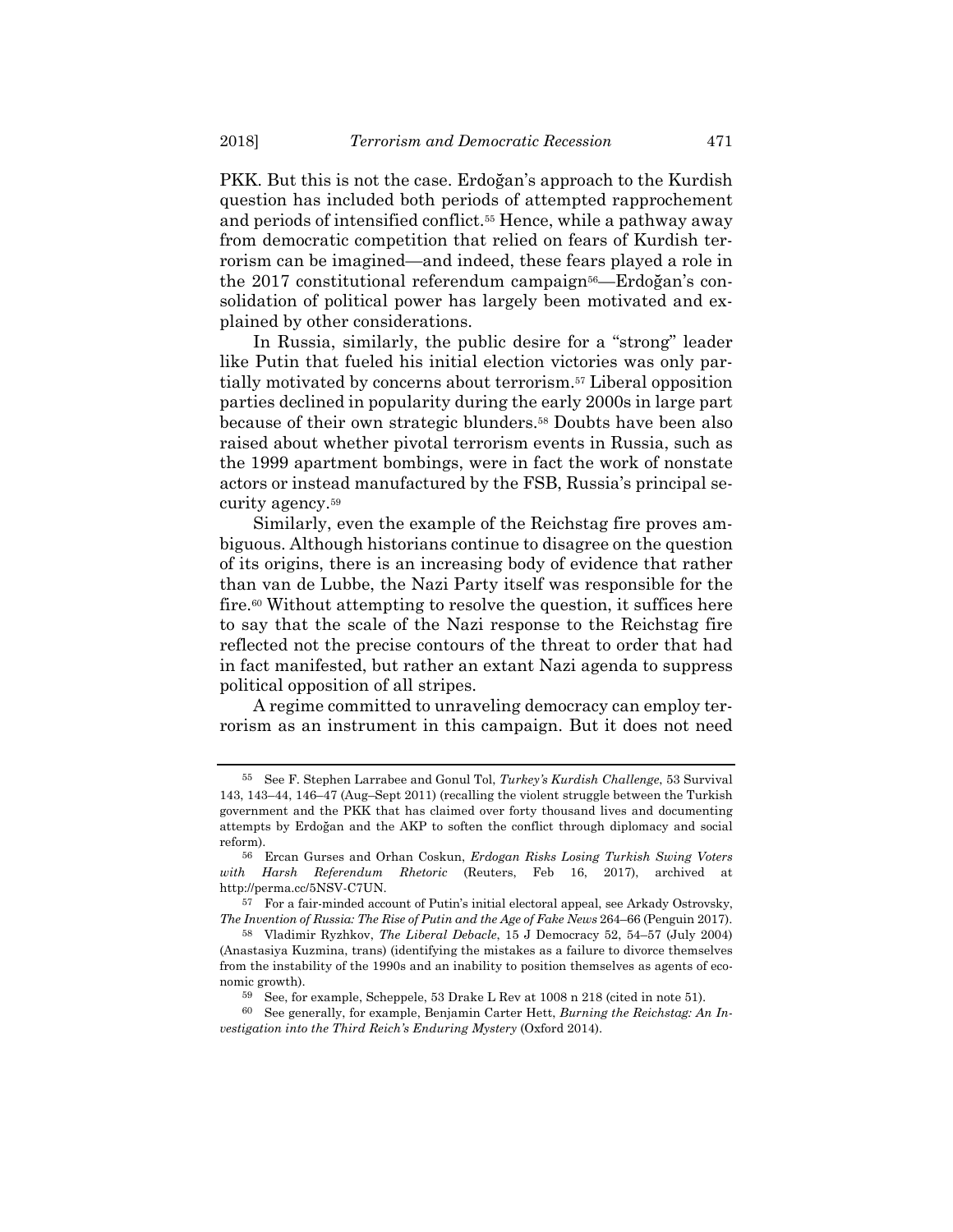PKK. But this is not the case. Erdoğan's approach to the Kurdish question has included both periods of attempted rapprochement and periods of intensified conflict.[55] Hence, while a pathway away from democratic competition that relied on fears of Kurdish terrorism can be imagined—and indeed, these fears played a role in the 2017 constitutional referendum campaign[56]—Erdoğan's consolidation of political power has largely been motivated and explained by other considerations.

In Russia, similarly, the public desire for a "strong" leader like Putin that fueled his initial election victories was only partially motivated by concerns about terrorism.[57] Liberal opposition parties declined in popularity during the early 2000s in large part because of their own strategic blunders.[58] Doubts have been also raised about whether pivotal terrorism events in Russia, such as the 1999 apartment bombings, were in fact the work of nonstate actors or instead manufactured by the FSB, Russia's principal security agency.[59]

Similarly, even the example of the Reichstag fire proves ambiguous. Although historians continue to disagree on the question of its origins, there is an increasing body of evidence that rather than van de Lubbe, the Nazi Party itself was responsible for the fire.[60] Without attempting to resolve the question, it suffices here to say that the scale of the Nazi response to the Reichstag fire reflected not the precise contours of the threat to order that had in fact manifested, but rather an extant Nazi agenda to suppress political opposition of all stripes.

A regime committed to unraveling democracy can employ terrorism as an instrument in this campaign. But it does not need

---

[55] See F. Stephen Larrabee and Gonul Tol, *Turkey's Kurdish Challenge*, 53 Survival 143, 143–44, 146–47 (Aug–Sept 2011) (recalling the violent struggle between the Turkish government and the PKK that has claimed over forty thousand lives and documenting attempts by Erdoğan and the AKP to soften the conflict through diplomacy and social reform).

[56] Ercan Gurses and Orhan Coskun, *Erdogan Risks Losing Turkish Swing Voters with Harsh Referendum Rhetoric* (Reuters, Feb 16, 2017), archived at http://perma.cc/5NSV-C7UN.

[57] For a fair-minded account of Putin's initial electoral appeal, see Arkady Ostrovsky, *The Invention of Russia: The Rise of Putin and the Age of Fake News* 264–66 (Penguin 2017).

[58] Vladimir Ryzhkov, *The Liberal Debacle*, 15 J Democracy 52, 54–57 (July 2004) (Anastasiya Kuzmina, trans) (identifying the mistakes as a failure to divorce themselves from the instability of the 1990s and an inability to position themselves as agents of economic growth).

[59] See, for example, Scheppele, 53 Drake L Rev at 1008 n 218 (cited in note 51).

[60] See generally, for example, Benjamin Carter Hett, *Burning the Reichstag: An Investigation into the Third Reich's Enduring Mystery* (Oxford 2014).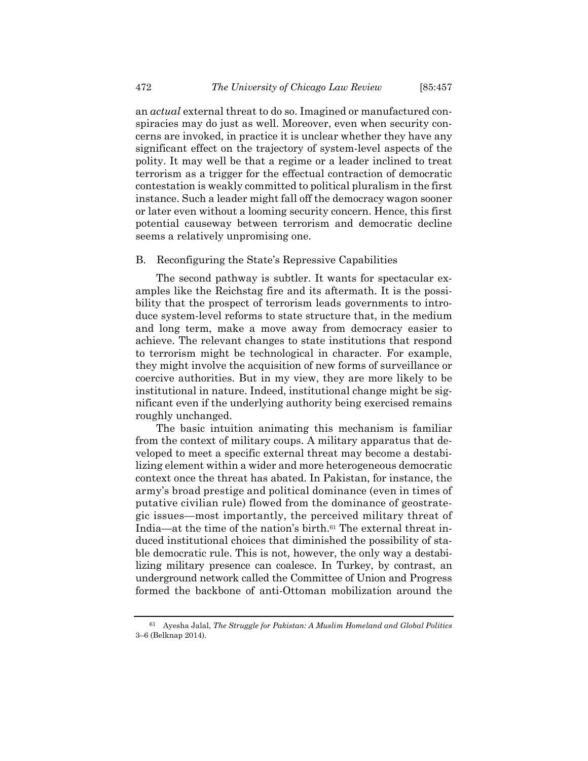an *actual* external threat to do so. Imagined or manufactured conspiracies may do just as well. Moreover, even when security concerns are invoked, in practice it is unclear whether they have any significant effect on the trajectory of system-level aspects of the polity. It may well be that a regime or a leader inclined to treat terrorism as a trigger for the effectual contraction of democratic contestation is weakly committed to political pluralism in the first instance. Such a leader might fall off the democracy wagon sooner or later even without a looming security concern. Hence, this first potential causeway between terrorism and democratic decline seems a relatively unpromising one.

## B. Reconfiguring the State's Repressive Capabilities

The second pathway is subtler. It wants for spectacular examples like the Reichstag fire and its aftermath. It is the possibility that the prospect of terrorism leads governments to introduce system-level reforms to state structure that, in the medium and long term, make a move away from democracy easier to achieve. The relevant changes to state institutions that respond to terrorism might be technological in character. For example, they might involve the acquisition of new forms of surveillance or coercive authorities. But in my view, they are more likely to be institutional in nature. Indeed, institutional change might be significant even if the underlying authority being exercised remains roughly unchanged.

The basic intuition animating this mechanism is familiar from the context of military coups. A military apparatus that developed to meet a specific external threat may become a destabilizing element within a wider and more heterogeneous democratic context once the threat has abated. In Pakistan, for instance, the army's broad prestige and political dominance (even in times of putative civilian rule) flowed from the dominance of geostrategic issues—most importantly, the perceived military threat of India—at the time of the nation's birth.[61] The external threat induced institutional choices that diminished the possibility of stable democratic rule. This is not, however, the only way a destabilizing military presence can coalesce. In Turkey, by contrast, an underground network called the Committee of Union and Progress formed the backbone of anti-Ottoman mobilization around the

[61] Ayesha Jalal, *The Struggle for Pakistan: A Muslim Homeland and Global Politics* 3–6 (Belknap 2014).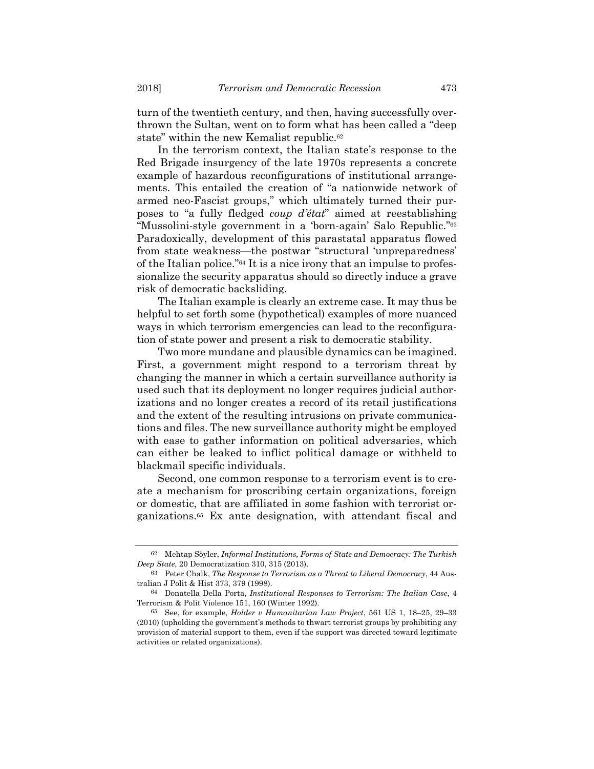turn of the twentieth century, and then, having successfully overthrown the Sultan, went on to form what has been called a "deep state" within the new Kemalist republic.[62]

In the terrorism context, the Italian state's response to the Red Brigade insurgency of the late 1970s represents a concrete example of hazardous reconfigurations of institutional arrangements. This entailed the creation of "a nationwide network of armed neo-Fascist groups," which ultimately turned their purposes to "a fully fledged *coup d'état*" aimed at reestablishing "Mussolini-style government in a 'born-again' Salo Republic."[63] Paradoxically, development of this parastatal apparatus flowed from state weakness—the postwar "structural 'unpreparedness' of the Italian police."[64] It is a nice irony that an impulse to professionalize the security apparatus should so directly induce a grave risk of democratic backsliding.

The Italian example is clearly an extreme case. It may thus be helpful to set forth some (hypothetical) examples of more nuanced ways in which terrorism emergencies can lead to the reconfiguration of state power and present a risk to democratic stability.

Two more mundane and plausible dynamics can be imagined. First, a government might respond to a terrorism threat by changing the manner in which a certain surveillance authority is used such that its deployment no longer requires judicial authorizations and no longer creates a record of its retail justifications and the extent of the resulting intrusions on private communications and files. The new surveillance authority might be employed with ease to gather information on political adversaries, which can either be leaked to inflict political damage or withheld to blackmail specific individuals.

Second, one common response to a terrorism event is to create a mechanism for proscribing certain organizations, foreign or domestic, that are affiliated in some fashion with terrorist organizations.[65] Ex ante designation, with attendant fiscal and

---

[62] Mehtap Söyler, *Informal Institutions, Forms of State and Democracy: The Turkish Deep State*, 20 Democratization 310, 315 (2013).

[63] Peter Chalk, *The Response to Terrorism as a Threat to Liberal Democracy*, 44 Australian J Polit & Hist 373, 379 (1998).

[64] Donatella Della Porta, *Institutional Responses to Terrorism: The Italian Case*, 4 Terrorism & Polit Violence 151, 160 (Winter 1992).

[65] See, for example, *Holder v Humanitarian Law Project*, 561 US 1, 18–25, 29–33 (2010) (upholding the government's methods to thwart terrorist groups by prohibiting any provision of material support to them, even if the support was directed toward legitimate activities or related organizations).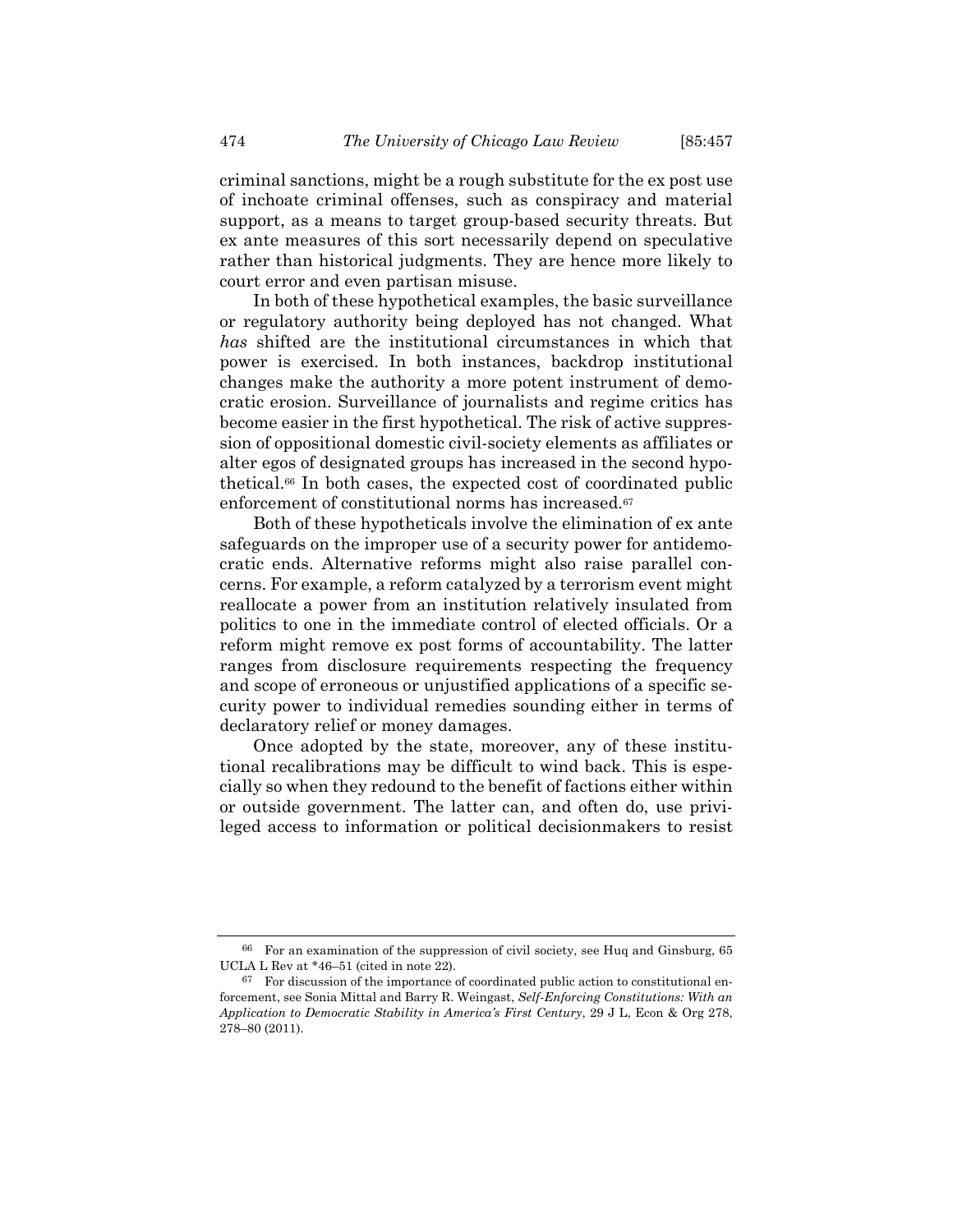criminal sanctions, might be a rough substitute for the ex post use of inchoate criminal offenses, such as conspiracy and material support, as a means to target group-based security threats. But ex ante measures of this sort necessarily depend on speculative rather than historical judgments. They are hence more likely to court error and even partisan misuse.

In both of these hypothetical examples, the basic surveillance or regulatory authority being deployed has not changed. What *has* shifted are the institutional circumstances in which that power is exercised. In both instances, backdrop institutional changes make the authority a more potent instrument of democratic erosion. Surveillance of journalists and regime critics has become easier in the first hypothetical. The risk of active suppression of oppositional domestic civil-society elements as affiliates or alter egos of designated groups has increased in the second hypothetical.[66] In both cases, the expected cost of coordinated public enforcement of constitutional norms has increased.[67]

Both of these hypotheticals involve the elimination of ex ante safeguards on the improper use of a security power for antidemocratic ends. Alternative reforms might also raise parallel concerns. For example, a reform catalyzed by a terrorism event might reallocate a power from an institution relatively insulated from politics to one in the immediate control of elected officials. Or a reform might remove ex post forms of accountability. The latter ranges from disclosure requirements respecting the frequency and scope of erroneous or unjustified applications of a specific security power to individual remedies sounding either in terms of declaratory relief or money damages.

Once adopted by the state, moreover, any of these institutional recalibrations may be difficult to wind back. This is especially so when they redound to the benefit of factions either within or outside government. The latter can, and often do, use privileged access to information or political decisionmakers to resist

---

[66] For an examination of the suppression of civil society, see Huq and Ginsburg, 65 UCLA L Rev at *46–51 (cited in note 22).

[67] For discussion of the importance of coordinated public action to constitutional enforcement, see Sonia Mittal and Barry R. Weingast, *Self-Enforcing Constitutions: With an Application to Democratic Stability in America's First Century*, 29 J L, Econ & Org 278, 278–80 (2011).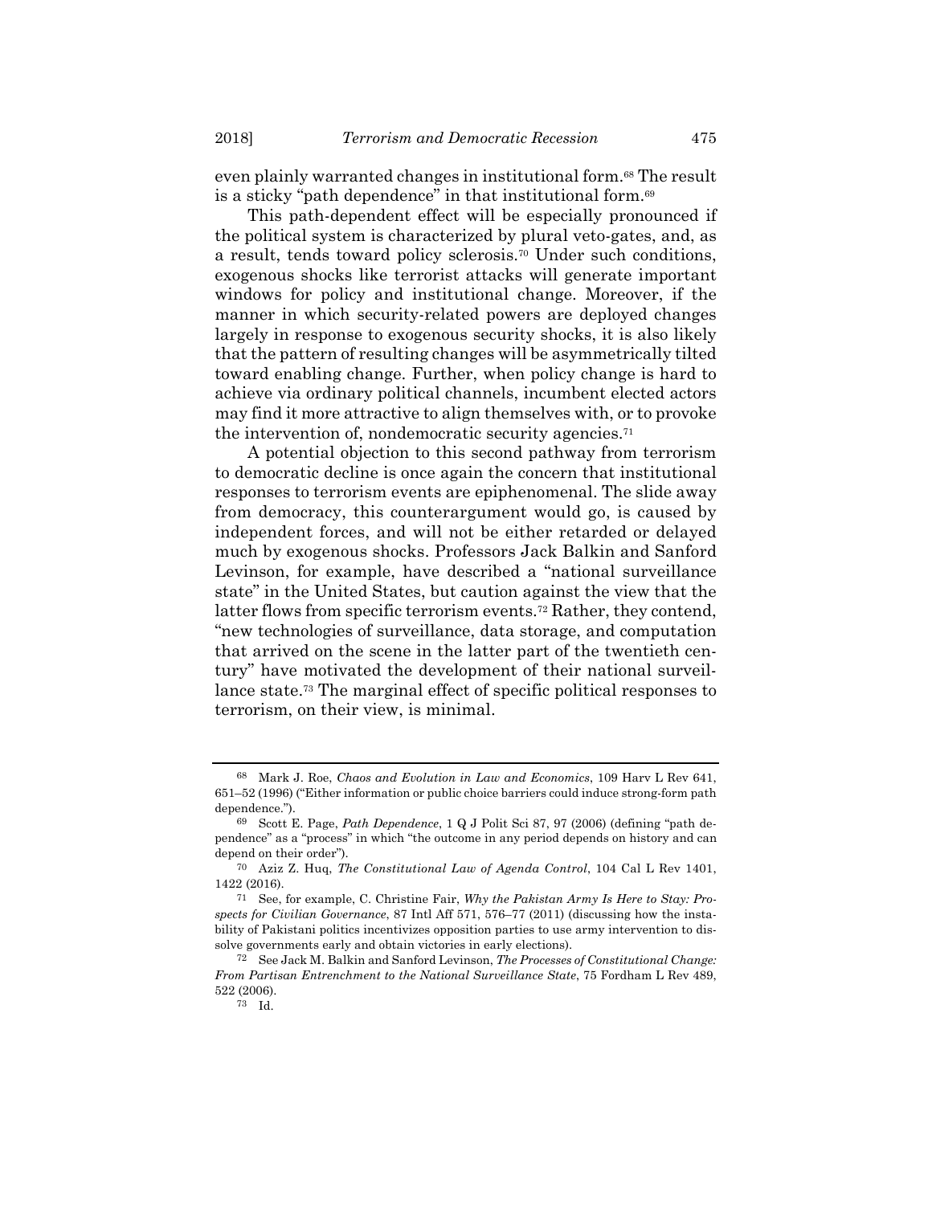even plainly warranted changes in institutional form.[68] The result is a sticky "path dependence" in that institutional form.[69]

This path-dependent effect will be especially pronounced if the political system is characterized by plural veto-gates, and, as a result, tends toward policy sclerosis.[70] Under such conditions, exogenous shocks like terrorist attacks will generate important windows for policy and institutional change. Moreover, if the manner in which security-related powers are deployed changes largely in response to exogenous security shocks, it is also likely that the pattern of resulting changes will be asymmetrically tilted toward enabling change. Further, when policy change is hard to achieve via ordinary political channels, incumbent elected actors may find it more attractive to align themselves with, or to provoke the intervention of, nondemocratic security agencies.[71]

A potential objection to this second pathway from terrorism to democratic decline is once again the concern that institutional responses to terrorism events are epiphenomenal. The slide away from democracy, this counterargument would go, is caused by independent forces, and will not be either retarded or delayed much by exogenous shocks. Professors Jack Balkin and Sanford Levinson, for example, have described a "national surveillance state" in the United States, but caution against the view that the latter flows from specific terrorism events.[72] Rather, they contend, "new technologies of surveillance, data storage, and computation that arrived on the scene in the latter part of the twentieth century" have motivated the development of their national surveillance state.[73] The marginal effect of specific political responses to terrorism, on their view, is minimal.

---

[68] Mark J. Roe, *Chaos and Evolution in Law and Economics*, 109 Harv L Rev 641, 651–52 (1996) ("Either information or public choice barriers could induce strong-form path dependence.").

[69] Scott E. Page, *Path Dependence*, 1 Q J Polit Sci 87, 97 (2006) (defining "path dependence" as a "process" in which "the outcome in any period depends on history and can depend on their order").

[70] Aziz Z. Huq, *The Constitutional Law of Agenda Control*, 104 Cal L Rev 1401, 1422 (2016).

[71] See, for example, C. Christine Fair, *Why the Pakistan Army Is Here to Stay: Prospects for Civilian Governance*, 87 Intl Aff 571, 576–77 (2011) (discussing how the instability of Pakistani politics incentivizes opposition parties to use army intervention to dissolve governments early and obtain victories in early elections).

[72] See Jack M. Balkin and Sanford Levinson, *The Processes of Constitutional Change: From Partisan Entrenchment to the National Surveillance State*, 75 Fordham L Rev 489, 522 (2006).

[73] Id.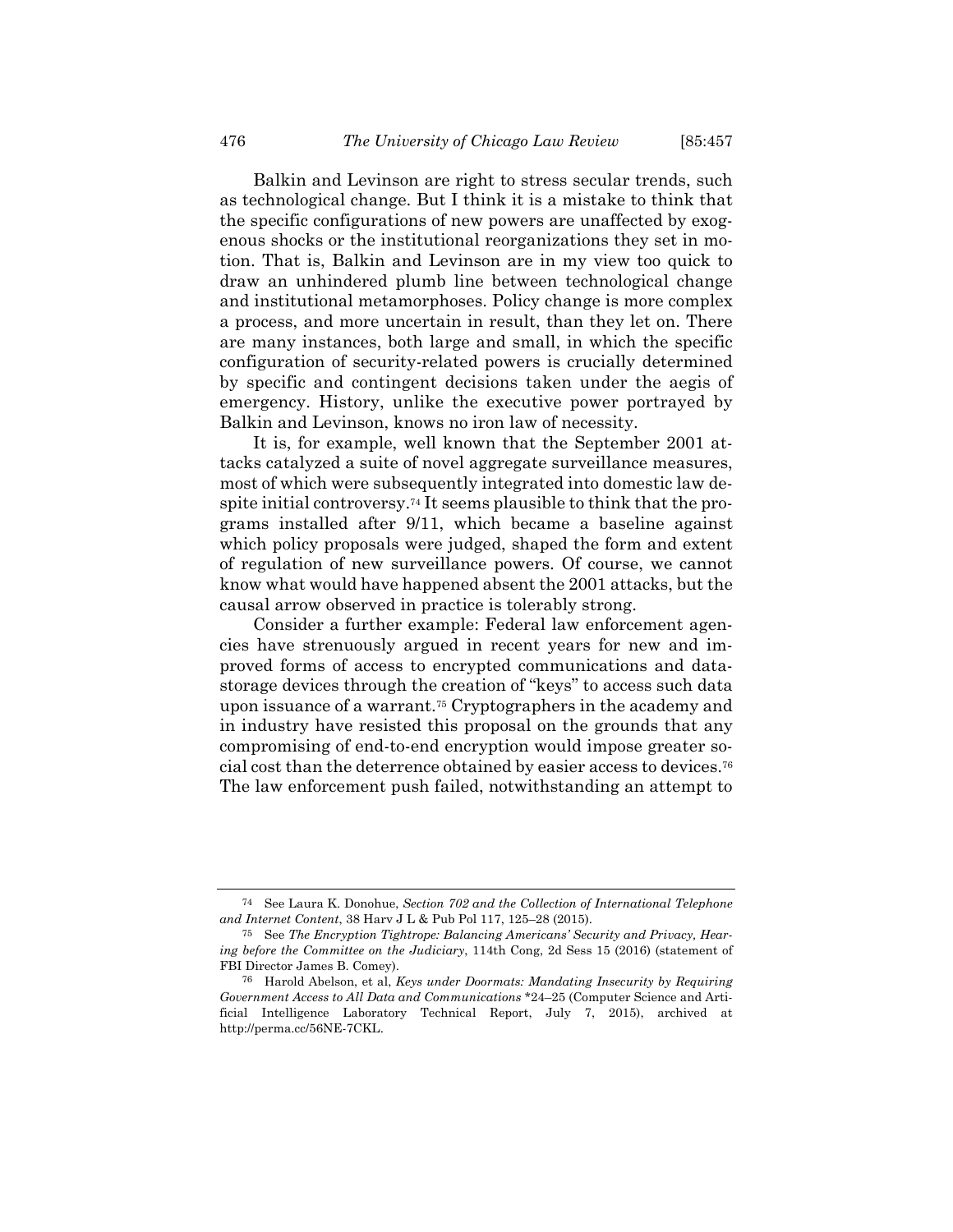Balkin and Levinson are right to stress secular trends, such as technological change. But I think it is a mistake to think that the specific configurations of new powers are unaffected by exogenous shocks or the institutional reorganizations they set in motion. That is, Balkin and Levinson are in my view too quick to draw an unhindered plumb line between technological change and institutional metamorphoses. Policy change is more complex a process, and more uncertain in result, than they let on. There are many instances, both large and small, in which the specific configuration of security-related powers is crucially determined by specific and contingent decisions taken under the aegis of emergency. History, unlike the executive power portrayed by Balkin and Levinson, knows no iron law of necessity.

It is, for example, well known that the September 2001 attacks catalyzed a suite of novel aggregate surveillance measures, most of which were subsequently integrated into domestic law despite initial controversy.[74] It seems plausible to think that the programs installed after 9/11, which became a baseline against which policy proposals were judged, shaped the form and extent of regulation of new surveillance powers. Of course, we cannot know what would have happened absent the 2001 attacks, but the causal arrow observed in practice is tolerably strong.

Consider a further example: Federal law enforcement agencies have strenuously argued in recent years for new and improved forms of access to encrypted communications and data-storage devices through the creation of "keys" to access such data upon issuance of a warrant.[75] Cryptographers in the academy and in industry have resisted this proposal on the grounds that any compromising of end-to-end encryption would impose greater social cost than the deterrence obtained by easier access to devices.[76] The law enforcement push failed, notwithstanding an attempt to

---

[74] See Laura K. Donohue, *Section 702 and the Collection of International Telephone and Internet Content*, 38 Harv J L & Pub Pol 117, 125–28 (2015).

[75] See *The Encryption Tightrope: Balancing Americans' Security and Privacy, Hearing before the Committee on the Judiciary*, 114th Cong, 2d Sess 15 (2016) (statement of FBI Director James B. Comey).

[76] Harold Abelson, et al, *Keys under Doormats: Mandating Insecurity by Requiring Government Access to All Data and Communications* *24–25 (Computer Science and Artificial Intelligence Laboratory Technical Report, July 7, 2015), archived at http://perma.cc/56NE-7CKL.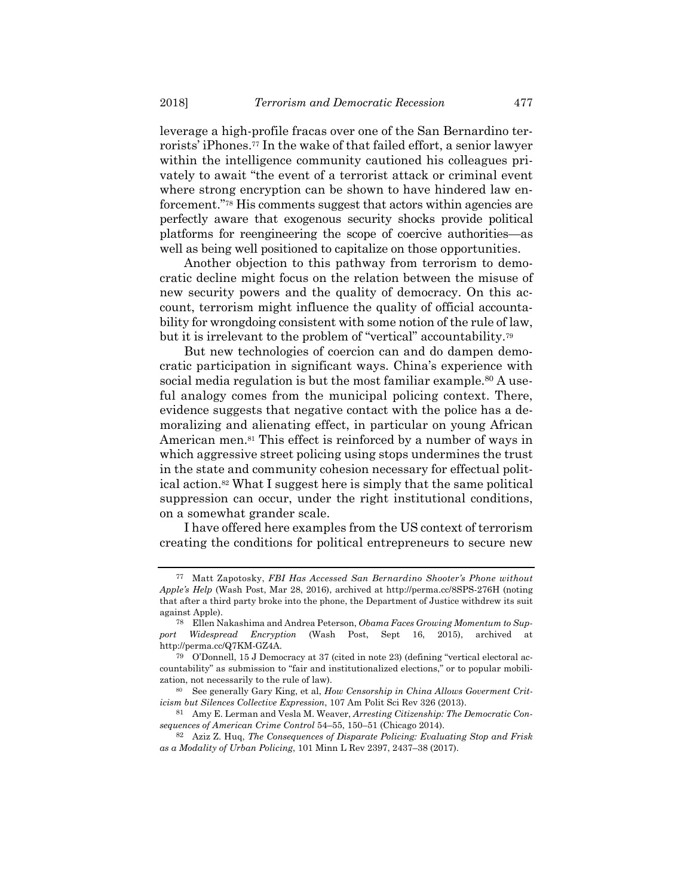leverage a high-profile fracas over one of the San Bernardino terrorists' iPhones.[77] In the wake of that failed effort, a senior lawyer within the intelligence community cautioned his colleagues privately to await "the event of a terrorist attack or criminal event where strong encryption can be shown to have hindered law enforcement."[78] His comments suggest that actors within agencies are perfectly aware that exogenous security shocks provide political platforms for reengineering the scope of coercive authorities—as well as being well positioned to capitalize on those opportunities.

Another objection to this pathway from terrorism to democratic decline might focus on the relation between the misuse of new security powers and the quality of democracy. On this account, terrorism might influence the quality of official accountability for wrongdoing consistent with some notion of the rule of law, but it is irrelevant to the problem of "vertical" accountability.[79]

But new technologies of coercion can and do dampen democratic participation in significant ways. China's experience with social media regulation is but the most familiar example.[80] A useful analogy comes from the municipal policing context. There, evidence suggests that negative contact with the police has a demoralizing and alienating effect, in particular on young African American men.[81] This effect is reinforced by a number of ways in which aggressive street policing using stops undermines the trust in the state and community cohesion necessary for effectual political action.[82] What I suggest here is simply that the same political suppression can occur, under the right institutional conditions, on a somewhat grander scale.

I have offered here examples from the US context of terrorism creating the conditions for political entrepreneurs to secure new

---

[77] Matt Zapotosky, *FBI Has Accessed San Bernardino Shooter's Phone without Apple's Help* (Wash Post, Mar 28, 2016), archived at http://perma.cc/8SPS-276H (noting that after a third party broke into the phone, the Department of Justice withdrew its suit against Apple).

[78] Ellen Nakashima and Andrea Peterson, *Obama Faces Growing Momentum to Support Widespread Encryption* (Wash Post, Sept 16, 2015), archived at http://perma.cc/Q7KM-GZ4A.

[79] O'Donnell, 15 J Democracy at 37 (cited in note 23) (defining "vertical electoral accountability" as submission to "fair and institutionalized elections," or to popular mobilization, not necessarily to the rule of law).

[80] See generally Gary King, et al, *How Censorship in China Allows Goverment Criticism but Silences Collective Expression*, 107 Am Polit Sci Rev 326 (2013).

[81] Amy E. Lerman and Vesla M. Weaver, *Arresting Citizenship: The Democratic Consequences of American Crime Control* 54–55, 150–51 (Chicago 2014).

[82] Aziz Z. Huq, *The Consequences of Disparate Policing: Evaluating Stop and Frisk as a Modality of Urban Policing*, 101 Minn L Rev 2397, 2437–38 (2017).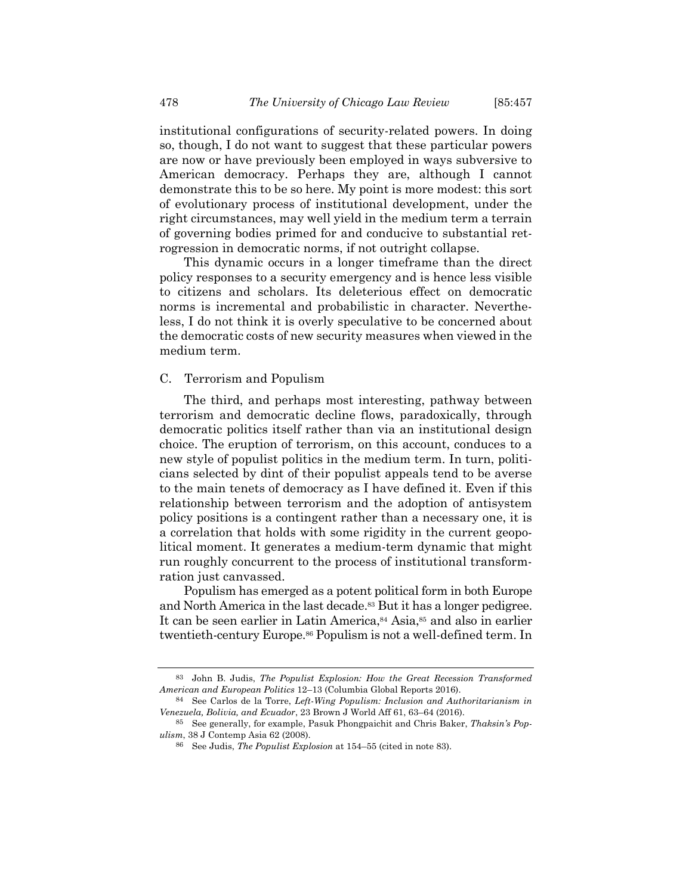institutional configurations of security-related powers. In doing so, though, I do not want to suggest that these particular powers are now or have previously been employed in ways subversive to American democracy. Perhaps they are, although I cannot demonstrate this to be so here. My point is more modest: this sort of evolutionary process of institutional development, under the right circumstances, may well yield in the medium term a terrain of governing bodies primed for and conducive to substantial retrogression in democratic norms, if not outright collapse.

This dynamic occurs in a longer timeframe than the direct policy responses to a security emergency and is hence less visible to citizens and scholars. Its deleterious effect on democratic norms is incremental and probabilistic in character. Nevertheless, I do not think it is overly speculative to be concerned about the democratic costs of new security measures when viewed in the medium term.

## C. Terrorism and Populism

The third, and perhaps most interesting, pathway between terrorism and democratic decline flows, paradoxically, through democratic politics itself rather than via an institutional design choice. The eruption of terrorism, on this account, conduces to a new style of populist politics in the medium term. In turn, politicians selected by dint of their populist appeals tend to be averse to the main tenets of democracy as I have defined it. Even if this relationship between terrorism and the adoption of antisystem policy positions is a contingent rather than a necessary one, it is a correlation that holds with some rigidity in the current geopolitical moment. It generates a medium-term dynamic that might run roughly concurrent to the process of institutional transformration just canvassed.

Populism has emerged as a potent political form in both Europe and North America in the last decade.[83] But it has a longer pedigree. It can be seen earlier in Latin America,[84] Asia,[85] and also in earlier twentieth-century Europe.[86] Populism is not a well-defined term. In

---

[83] John B. Judis, *The Populist Explosion: How the Great Recession Transformed American and European Politics* 12–13 (Columbia Global Reports 2016).

[84] See Carlos de la Torre, *Left-Wing Populism: Inclusion and Authoritarianism in Venezuela, Bolivia, and Ecuador*, 23 Brown J World Aff 61, 63–64 (2016).

[85] See generally, for example, Pasuk Phongpaichit and Chris Baker, *Thaksin's Populism*, 38 J Contemp Asia 62 (2008).

[86] See Judis, *The Populist Explosion* at 154–55 (cited in note 83).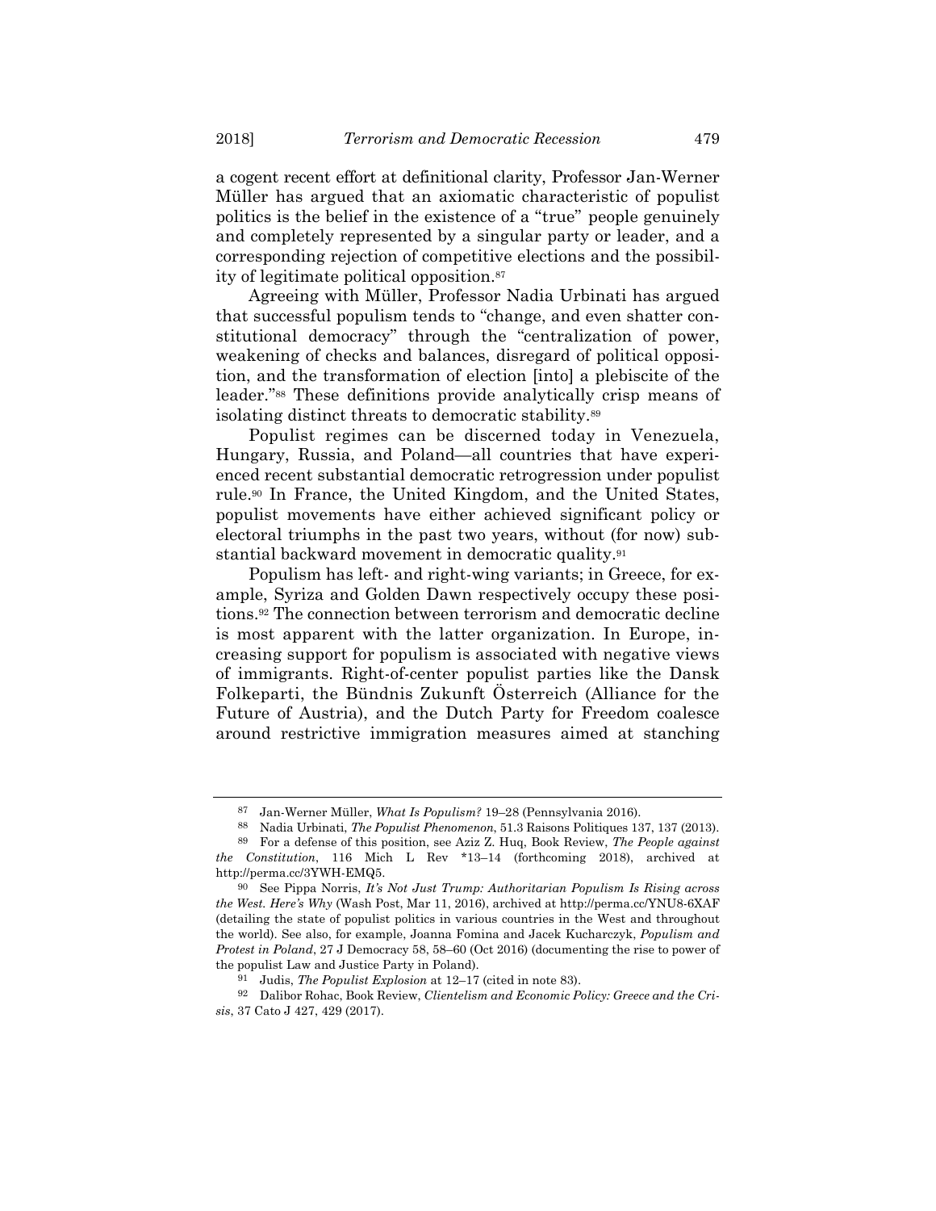a cogent recent effort at definitional clarity, Professor Jan-Werner Müller has argued that an axiomatic characteristic of populist politics is the belief in the existence of a "true" people genuinely and completely represented by a singular party or leader, and a corresponding rejection of competitive elections and the possibility of legitimate political opposition.[87]

Agreeing with Müller, Professor Nadia Urbinati has argued that successful populism tends to "change, and even shatter constitutional democracy" through the "centralization of power, weakening of checks and balances, disregard of political opposition, and the transformation of election [into] a plebiscite of the leader."[88] These definitions provide analytically crisp means of isolating distinct threats to democratic stability.[89]

Populist regimes can be discerned today in Venezuela, Hungary, Russia, and Poland—all countries that have experienced recent substantial democratic retrogression under populist rule.[90] In France, the United Kingdom, and the United States, populist movements have either achieved significant policy or electoral triumphs in the past two years, without (for now) substantial backward movement in democratic quality.[91]

Populism has left- and right-wing variants; in Greece, for example, Syriza and Golden Dawn respectively occupy these positions.[92] The connection between terrorism and democratic decline is most apparent with the latter organization. In Europe, increasing support for populism is associated with negative views of immigrants. Right-of-center populist parties like the Dansk Folkeparti, the Bündnis Zukunft Österreich (Alliance for the Future of Austria), and the Dutch Party for Freedom coalesce around restrictive immigration measures aimed at stanching

---

[87] Jan-Werner Müller, *What Is Populism?* 19–28 (Pennsylvania 2016).

[88] Nadia Urbinati, *The Populist Phenomenon*, 51.3 Raisons Politiques 137, 137 (2013).

[89] For a defense of this position, see Aziz Z. Huq, Book Review, *The People against the Constitution*, 116 Mich L Rev *13–14 (forthcoming 2018), archived at http://perma.cc/3YWH-EMQ5.

[90] See Pippa Norris, *It's Not Just Trump: Authoritarian Populism Is Rising across the West. Here's Why* (Wash Post, Mar 11, 2016), archived at http://perma.cc/YNU8-6XAF (detailing the state of populist politics in various countries in the West and throughout the world). See also, for example, Joanna Fomina and Jacek Kucharczyk, *Populism and Protest in Poland*, 27 J Democracy 58, 58–60 (Oct 2016) (documenting the rise to power of the populist Law and Justice Party in Poland).

[91] Judis, *The Populist Explosion* at 12–17 (cited in note 83).

[92] Dalibor Rohac, Book Review, *Clientelism and Economic Policy: Greece and the Crisis*, 37 Cato J 427, 429 (2017).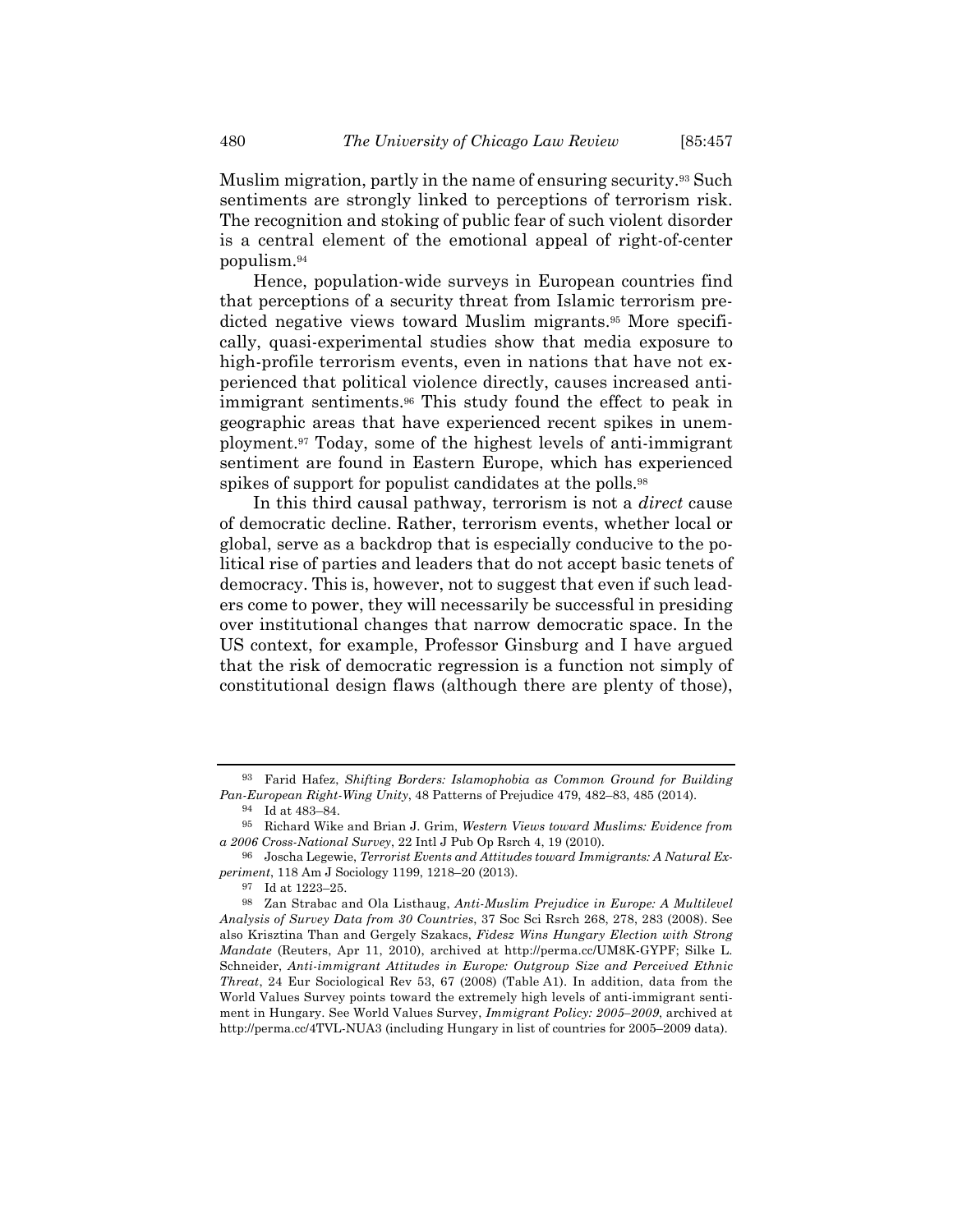Muslim migration, partly in the name of ensuring security.[93] Such sentiments are strongly linked to perceptions of terrorism risk. The recognition and stoking of public fear of such violent disorder is a central element of the emotional appeal of right-of-center populism.[94]

Hence, population-wide surveys in European countries find that perceptions of a security threat from Islamic terrorism predicted negative views toward Muslim migrants.[95] More specifically, quasi-experimental studies show that media exposure to high-profile terrorism events, even in nations that have not experienced that political violence directly, causes increased anti-immigrant sentiments.[96] This study found the effect to peak in geographic areas that have experienced recent spikes in unemployment.[97] Today, some of the highest levels of anti-immigrant sentiment are found in Eastern Europe, which has experienced spikes of support for populist candidates at the polls.[98]

In this third causal pathway, terrorism is not a *direct* cause of democratic decline. Rather, terrorism events, whether local or global, serve as a backdrop that is especially conducive to the political rise of parties and leaders that do not accept basic tenets of democracy. This is, however, not to suggest that even if such leaders come to power, they will necessarily be successful in presiding over institutional changes that narrow democratic space. In the US context, for example, Professor Ginsburg and I have argued that the risk of democratic regression is a function not simply of constitutional design flaws (although there are plenty of those),

---

[93] Farid Hafez, *Shifting Borders: Islamophobia as Common Ground for Building Pan-European Right-Wing Unity*, 48 Patterns of Prejudice 479, 482–83, 485 (2014).

[94] Id at 483–84.

[95] Richard Wike and Brian J. Grim, *Western Views toward Muslims: Evidence from a 2006 Cross-National Survey*, 22 Intl J Pub Op Rsrch 4, 19 (2010).

[96] Joscha Legewie, *Terrorist Events and Attitudes toward Immigrants: A Natural Experiment*, 118 Am J Sociology 1199, 1218–20 (2013).

[97] Id at 1223–25.

[98] Zan Strabac and Ola Listhaug, *Anti-Muslim Prejudice in Europe: A Multilevel Analysis of Survey Data from 30 Countries*, 37 Soc Sci Rsrch 268, 278, 283 (2008). See also Krisztina Than and Gergely Szakacs, *Fidesz Wins Hungary Election with Strong Mandate* (Reuters, Apr 11, 2010), archived at http://perma.cc/UM8K-GYPF; Silke L. Schneider, *Anti-immigrant Attitudes in Europe: Outgroup Size and Perceived Ethnic Threat*, 24 Eur Sociological Rev 53, 67 (2008) (Table A1). In addition, data from the World Values Survey points toward the extremely high levels of anti-immigrant sentiment in Hungary. See World Values Survey, *Immigrant Policy: 2005–2009*, archived at http://perma.cc/4TVL-NUA3 (including Hungary in list of countries for 2005–2009 data).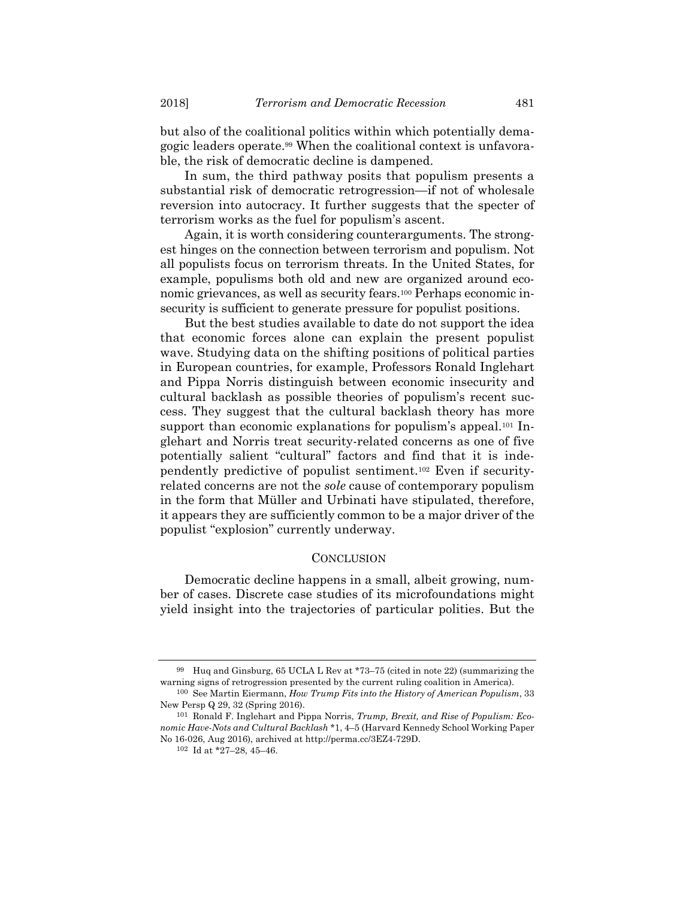but also of the coalitional politics within which potentially demagogic leaders operate.[99] When the coalitional context is unfavorable, the risk of democratic decline is dampened.

In sum, the third pathway posits that populism presents a substantial risk of democratic retrogression—if not of wholesale reversion into autocracy. It further suggests that the specter of terrorism works as the fuel for populism's ascent.

Again, it is worth considering counterarguments. The strongest hinges on the connection between terrorism and populism. Not all populists focus on terrorism threats. In the United States, for example, populisms both old and new are organized around economic grievances, as well as security fears.[100] Perhaps economic insecurity is sufficient to generate pressure for populist positions.

But the best studies available to date do not support the idea that economic forces alone can explain the present populist wave. Studying data on the shifting positions of political parties in European countries, for example, Professors Ronald Inglehart and Pippa Norris distinguish between economic insecurity and cultural backlash as possible theories of populism's recent success. They suggest that the cultural backlash theory has more support than economic explanations for populism's appeal.[101] Inglehart and Norris treat security-related concerns as one of five potentially salient "cultural" factors and find that it is independently predictive of populist sentiment.[102] Even if security-related concerns are not the *sole* cause of contemporary populism in the form that Müller and Urbinati have stipulated, therefore, it appears they are sufficiently common to be a major driver of the populist "explosion" currently underway.

## CONCLUSION

Democratic decline happens in a small, albeit growing, number of cases. Discrete case studies of its microfoundations might yield insight into the trajectories of particular polities. But the

---

[99] Huq and Ginsburg, 65 UCLA L Rev at *73–75 (cited in note 22) (summarizing the warning signs of retrogression presented by the current ruling coalition in America).

[100] See Martin Eiermann, *How Trump Fits into the History of American Populism*, 33 New Persp Q 29, 32 (Spring 2016).

[101] Ronald F. Inglehart and Pippa Norris, *Trump, Brexit, and Rise of Populism: Economic Have-Nots and Cultural Backlash* *1, 4–5 (Harvard Kennedy School Working Paper No 16-026, Aug 2016), archived at http://perma.cc/3EZ4-729D.

[102] Id at *27–28, 45–46.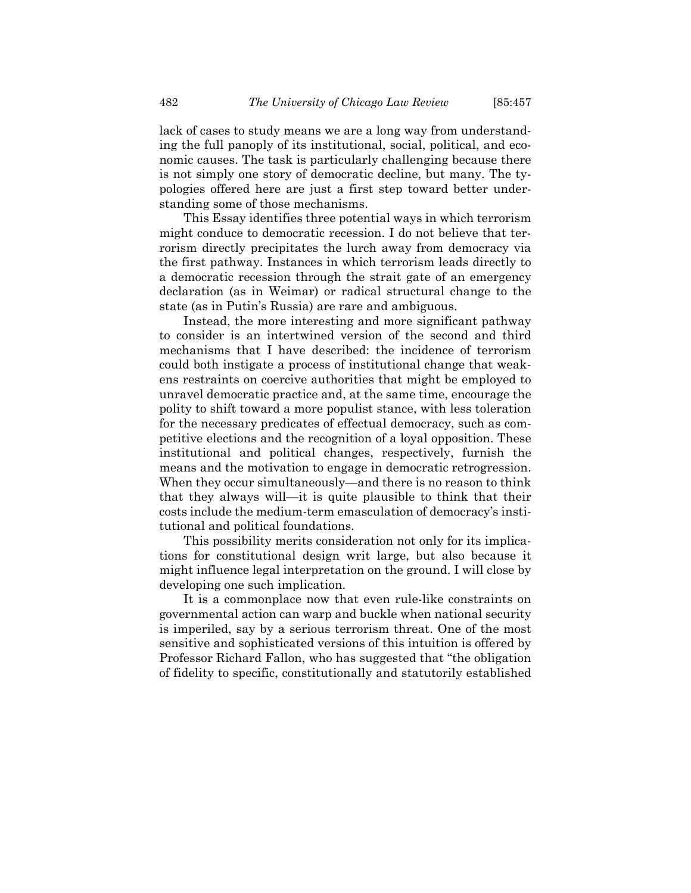lack of cases to study means we are a long way from understanding the full panoply of its institutional, social, political, and economic causes. The task is particularly challenging because there is not simply one story of democratic decline, but many. The typologies offered here are just a first step toward better understanding some of those mechanisms.

This Essay identifies three potential ways in which terrorism might conduce to democratic recession. I do not believe that terrorism directly precipitates the lurch away from democracy via the first pathway. Instances in which terrorism leads directly to a democratic recession through the strait gate of an emergency declaration (as in Weimar) or radical structural change to the state (as in Putin's Russia) are rare and ambiguous.

Instead, the more interesting and more significant pathway to consider is an intertwined version of the second and third mechanisms that I have described: the incidence of terrorism could both instigate a process of institutional change that weakens restraints on coercive authorities that might be employed to unravel democratic practice and, at the same time, encourage the polity to shift toward a more populist stance, with less toleration for the necessary predicates of effectual democracy, such as competitive elections and the recognition of a loyal opposition. These institutional and political changes, respectively, furnish the means and the motivation to engage in democratic retrogression. When they occur simultaneously—and there is no reason to think that they always will—it is quite plausible to think that their costs include the medium-term emasculation of democracy's institutional and political foundations.

This possibility merits consideration not only for its implications for constitutional design writ large, but also because it might influence legal interpretation on the ground. I will close by developing one such implication.

It is a commonplace now that even rule-like constraints on governmental action can warp and buckle when national security is imperiled, say by a serious terrorism threat. One of the most sensitive and sophisticated versions of this intuition is offered by Professor Richard Fallon, who has suggested that "the obligation of fidelity to specific, constitutionally and statutorily established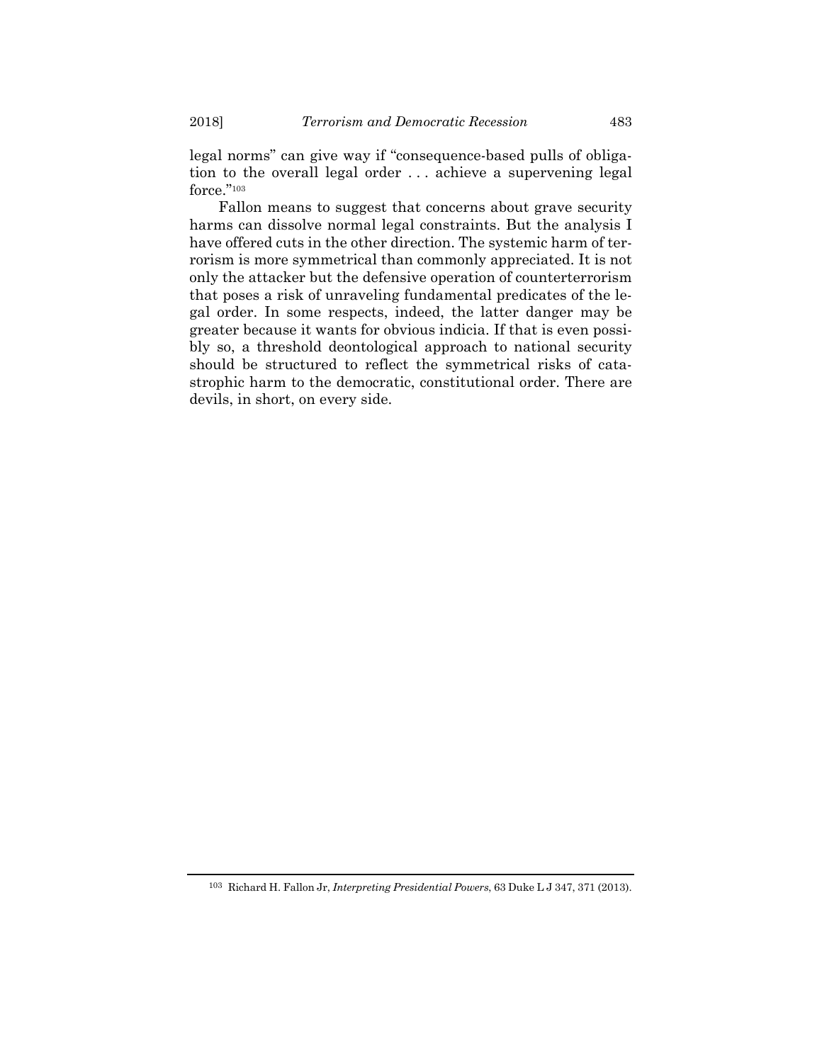legal norms" can give way if "consequence-based pulls of obligation to the overall legal order . . . achieve a supervening legal force."[103]

Fallon means to suggest that concerns about grave security harms can dissolve normal legal constraints. But the analysis I have offered cuts in the other direction. The systemic harm of terrorism is more symmetrical than commonly appreciated. It is not only the attacker but the defensive operation of counterterrorism that poses a risk of unraveling fundamental predicates of the legal order. In some respects, indeed, the latter danger may be greater because it wants for obvious indicia. If that is even possibly so, a threshold deontological approach to national security should be structured to reflect the symmetrical risks of catastrophic harm to the democratic, constitutional order. There are devils, in short, on every side.

---

[103] Richard H. Fallon Jr, *Interpreting Presidential Powers*, 63 Duke L J 347, 371 (2013).